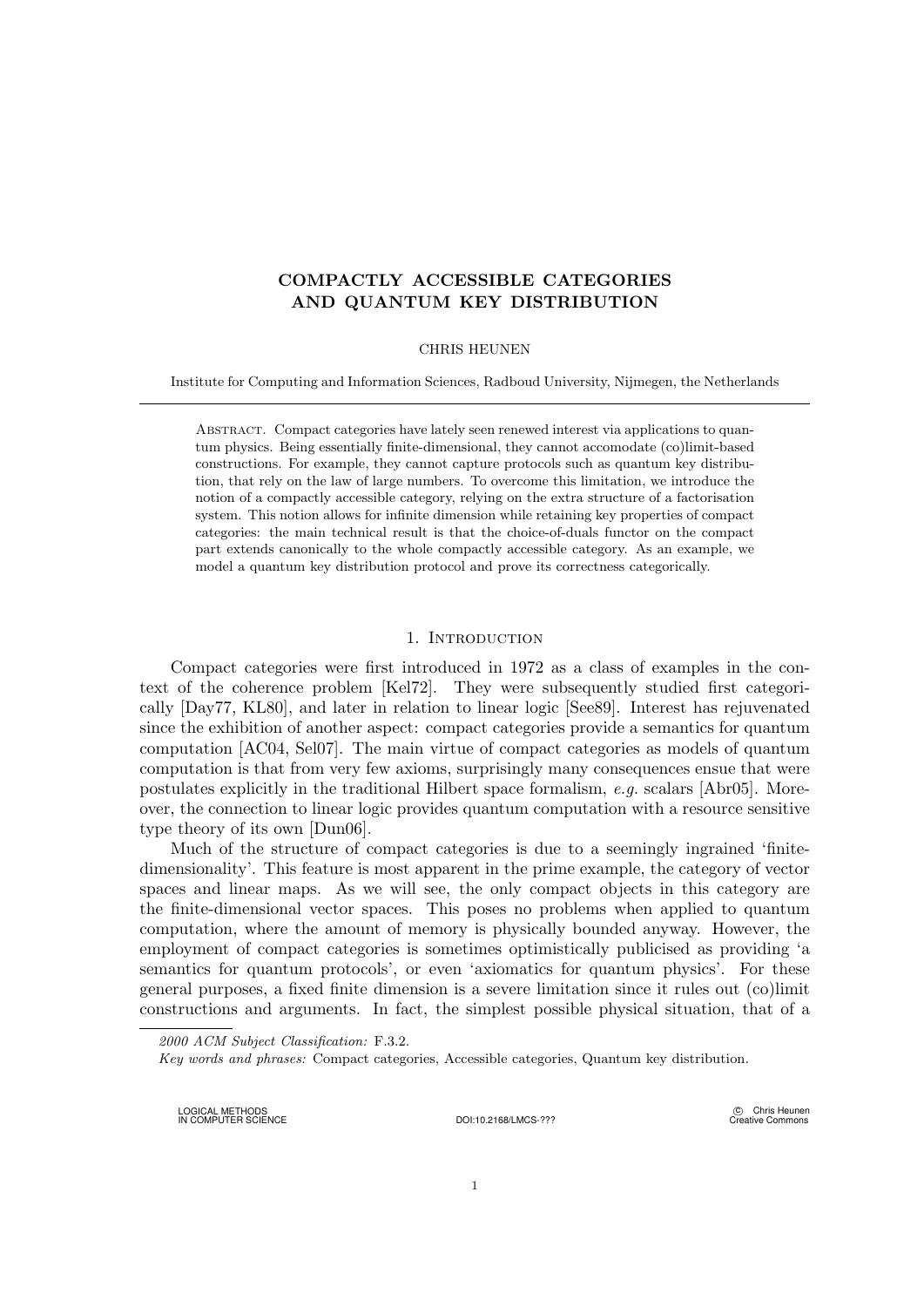# COMPACTLY ACCESSIBLE CATEGORIES AND QUANTUM KEY DISTRIBUTION

CHRIS HEUNEN

Institute for Computing and Information Sciences, Radboud University, Nijmegen, the Netherlands

Abstract. Compact categories have lately seen renewed interest via applications to quantum physics. Being essentially finite-dimensional, they cannot accomodate (co)limit-based constructions. For example, they cannot capture protocols such as quantum key distribution, that rely on the law of large numbers. To overcome this limitation, we introduce the notion of a compactly accessible category, relying on the extra structure of a factorisation system. This notion allows for infinite dimension while retaining key properties of compact categories: the main technical result is that the choice-of-duals functor on the compact part extends canonically to the whole compactly accessible category. As an example, we model a quantum key distribution protocol and prove its correctness categorically.

## 1. Introduction

Compact categories were first introduced in 1972 as a class of examples in the context of the coherence problem [Kel72]. They were subsequently studied first categorically [Day77, KL80], and later in relation to linear logic [See89]. Interest has rejuvenated since the exhibition of another aspect: compact categories provide a semantics for quantum computation [AC04, Sel07]. The main virtue of compact categories as models of quantum computation is that from very few axioms, surprisingly many consequences ensue that were postulates explicitly in the traditional Hilbert space formalism, *e.g.* scalars [Abr05]. Moreover, the connection to linear logic provides quantum computation with a resource sensitive type theory of its own [Dun06].

Much of the structure of compact categories is due to a seemingly ingrained 'finite-dimensionality'. This feature is most apparent in the prime example, the category of vector spaces and linear maps. As we will see, the only compact objects in this category are the finite-dimensional vector spaces. This poses no problems when applied to quantum computation, where the amount of memory is physically bounded anyway. However, the employment of compact categories is sometimes optimistically publicised as providing 'a semantics for quantum protocols', or even 'axiomatics for quantum physics'. For these general purposes, a fixed finite dimension is a severe limitation since it rules out (co)limit constructions and arguments. In fact, the simplest possible physical situation, that of a

*2000 ACM Subject Classification:* F.3.2.

*Key words and phrases:* Compact categories, Accessible categories, Quantum key distribution.

LOGICAL METHODS IN COMPUTER SCIENCE DOI:10.2168/LMCS-??? © Chris Heunen Creative Commons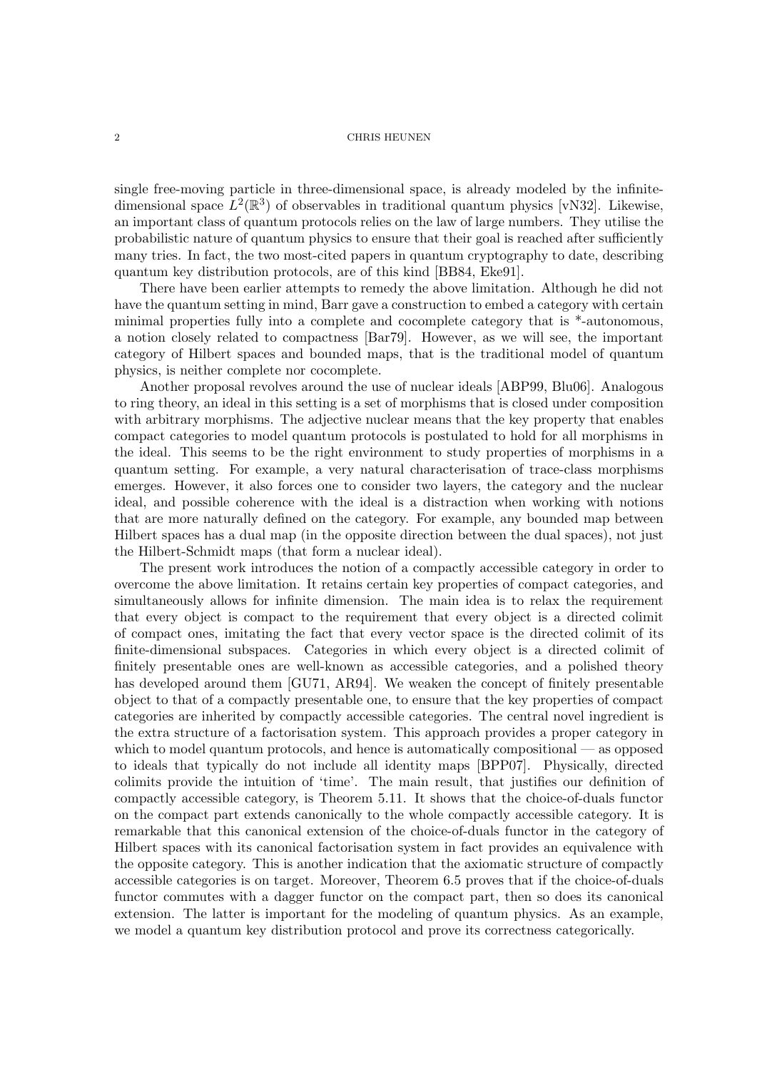single free-moving particle in three-dimensional space, is already modeled by the infinite-dimensional space $L^2(\mathbb{R}^3)$ of observables in traditional quantum physics [vN32]. Likewise, an important class of quantum protocols relies on the law of large numbers. They utilise the probabilistic nature of quantum physics to ensure that their goal is reached after sufficiently many tries. In fact, the two most-cited papers in quantum cryptography to date, describing quantum key distribution protocols, are of this kind [BB84, Eke91].

There have been earlier attempts to remedy the above limitation. Although he did not have the quantum setting in mind, Barr gave a construction to embed a category with certain minimal properties fully into a complete and cocomplete category that is *-autonomous, a notion closely related to compactness [Bar79]. However, as we will see, the important category of Hilbert spaces and bounded maps, that is the traditional model of quantum physics, is neither complete nor cocomplete.

Another proposal revolves around the use of nuclear ideals [ABP99, Blu06]. Analogous to ring theory, an ideal in this setting is a set of morphisms that is closed under composition with arbitrary morphisms. The adjective nuclear means that the key property that enables compact categories to model quantum protocols is postulated to hold for all morphisms in the ideal. This seems to be the right environment to study properties of morphisms in a quantum setting. For example, a very natural characterisation of trace-class morphisms emerges. However, it also forces one to consider two layers, the category and the nuclear ideal, and possible coherence with the ideal is a distraction when working with notions that are more naturally defined on the category. For example, any bounded map between Hilbert spaces has a dual map (in the opposite direction between the dual spaces), not just the Hilbert-Schmidt maps (that form a nuclear ideal).

The present work introduces the notion of a compactly accessible category in order to overcome the above limitation. It retains certain key properties of compact categories, and simultaneously allows for infinite dimension. The main idea is to relax the requirement that every object is compact to the requirement that every object is a directed colimit of compact ones, imitating the fact that every vector space is the directed colimit of its finite-dimensional subspaces. Categories in which every object is a directed colimit of finitely presentable ones are well-known as accessible categories, and a polished theory has developed around them [GU71, AR94]. We weaken the concept of finitely presentable object to that of a compactly presentable one, to ensure that the key properties of compact categories are inherited by compactly accessible categories. The central novel ingredient is the extra structure of a factorisation system. This approach provides a proper category in which to model quantum protocols, and hence is automatically compositional — as opposed to ideals that typically do not include all identity maps [BPP07]. Physically, directed colimits provide the intuition of 'time'. The main result, that justifies our definition of compactly accessible category, is Theorem 5.11. It shows that the choice-of-duals functor on the compact part extends canonically to the whole compactly accessible category. It is remarkable that this canonical extension of the choice-of-duals functor in the category of Hilbert spaces with its canonical factorisation system in fact provides an equivalence with the opposite category. This is another indication that the axiomatic structure of compactly accessible categories is on target. Moreover, Theorem 6.5 proves that if the choice-of-duals functor commutes with a dagger functor on the compact part, then so does its canonical extension. The latter is important for the modeling of quantum physics. As an example, we model a quantum key distribution protocol and prove its correctness categorically.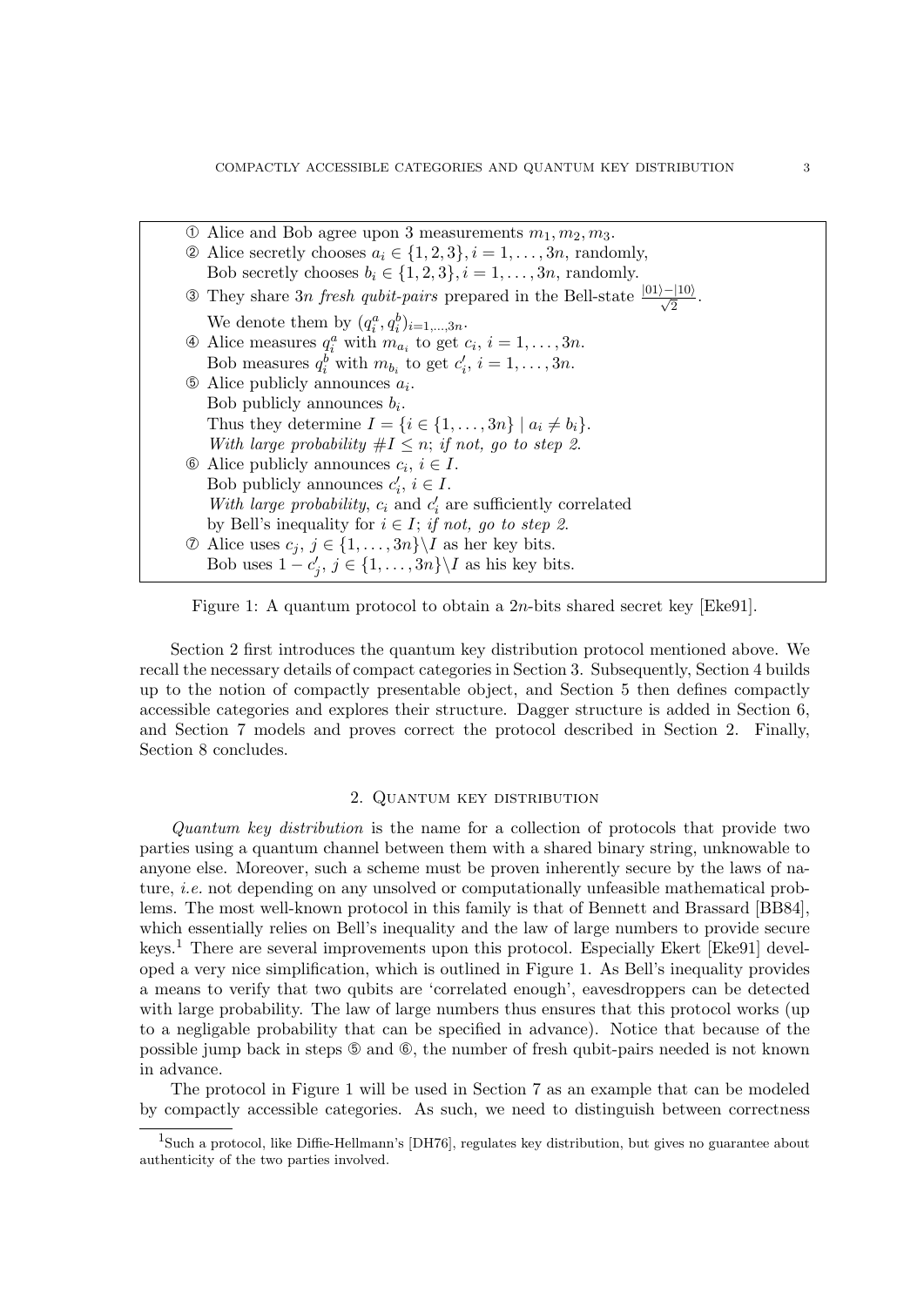① Alice and Bob agree upon 3 measurements $m_1, m_2, m_3$.
② Alice secretly chooses $a_i \in \{1, 2, 3\}, i = 1, \ldots, 3n$, randomly,
  Bob secretly chooses $b_i \in \{1, 2, 3\}, i = 1, \ldots, 3n$, randomly.
③ They share $3n$ *fresh qubit-pairs* prepared in the Bell-state $\frac{|01\rangle - |10\rangle}{\sqrt{2}}$.
  We denote them by $(q_i^a, q_i^b)_{i=1,\ldots,3n}$.
④ Alice measures $q_i^a$ with $m_{a_i}$ to get $c_i$, $i = 1, \ldots, 3n$.
  Bob measures $q_i^b$ with $m_{b_i}$ to get $c'_i$, $i = 1, \ldots, 3n$.
⑤ Alice publicly announces $a_i$.
  Bob publicly announces $b_i$.
  Thus they determine $I = \{i \in \{1, \ldots, 3n\} \mid a_i \neq b_i\}$.
  *With large probability* $\#I \leq n$; *if not, go to step 2.*
⑥ Alice publicly announces $c_i$, $i \in I$.
  Bob publicly announces $c'_i$, $i \in I$.
  *With large probability*, $c_i$ and $c'_i$ are sufficiently correlated
  by Bell's inequality for $i \in I$; *if not, go to step 2.*
⑦ Alice uses $c_j$, $j \in \{1, \ldots, 3n\} \backslash I$ as her key bits.
  Bob uses $1 - c'_j$, $j \in \{1, \ldots, 3n\} \backslash I$ as his key bits.

Figure 1: A quantum protocol to obtain a $2n$-bits shared secret key [Eke91].

Section 2 first introduces the quantum key distribution protocol mentioned above. We recall the necessary details of compact categories in Section 3. Subsequently, Section 4 builds up to the notion of compactly presentable object, and Section 5 then defines compactly accessible categories and explores their structure. Dagger structure is added in Section 6, and Section 7 models and proves correct the protocol described in Section 2. Finally, Section 8 concludes.

## 2. Quantum key distribution

*Quantum key distribution* is the name for a collection of protocols that provide two parties using a quantum channel between them with a shared binary string, unknowable to anyone else. Moreover, such a scheme must be proven inherently secure by the laws of nature, *i.e.* not depending on any unsolved or computationally unfeasible mathematical problems. The most well-known protocol in this family is that of Bennett and Brassard [BB84], which essentially relies on Bell's inequality and the law of large numbers to provide secure keys.[1] There are several improvements upon this protocol. Especially Ekert [Eke91] developed a very nice simplification, which is outlined in Figure 1. As Bell's inequality provides a means to verify that two qubits are 'correlated enough', eavesdroppers can be detected with large probability. The law of large numbers thus ensures that this protocol works (up to a negligable probability that can be specified in advance). Notice that because of the possible jump back in steps ⑤ and ⑥, the number of fresh qubit-pairs needed is not known in advance.

The protocol in Figure 1 will be used in Section 7 as an example that can be modeled by compactly accessible categories. As such, we need to distinguish between correctness

[1] Such a protocol, like Diffie-Hellmann's [DH76], regulates key distribution, but gives no guarantee about authenticity of the two parties involved.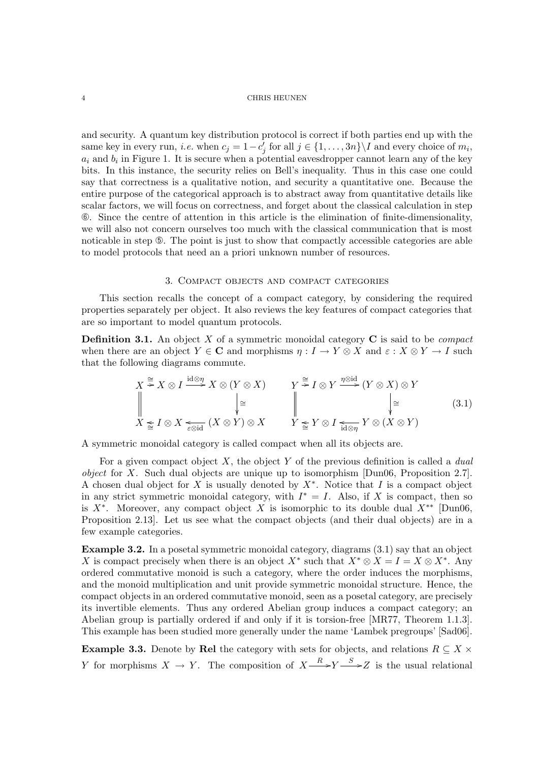and security. A quantum key distribution protocol is correct if both parties end up with the same key in every run, *i.e.* when $c_j = 1 - c'_j$ for all $j \in \{1, \ldots, 3n\}\backslash I$ and every choice of $m_i$, $a_i$ and $b_i$ in Figure 1. It is secure when a potential eavesdropper cannot learn any of the key bits. In this instance, the security relies on Bell's inequality. Thus in this case one could say that correctness is a qualitative notion, and security a quantitative one. Because the entire purpose of the categorical approach is to abstract away from quantitative details like scalar factors, we will focus on correctness, and forget about the classical calculation in step ⑥. Since the centre of attention in this article is the elimination of finite-dimensionality, we will also not concern ourselves too much with the classical communication that is most noticable in step ⑤. The point is just to show that compactly accessible categories are able to model protocols that need an a priori unknown number of resources.

## 3. Compact objects and compact categories

This section recalls the concept of a compact category, by considering the required properties separately per object. It also reviews the key features of compact categories that are so important to model quantum protocols.

**Definition 3.1.** An object $X$ of a symmetric monoidal category $\mathbf{C}$ is said to be *compact* when there are an object $Y \in \mathbf{C}$ and morphisms $\eta : I \to Y \otimes X$ and $\varepsilon : X \otimes Y \to I$ such that the following diagrams commute.

$$\begin{array}{ccc} X \xrightarrow{\cong} X \otimes I \xrightarrow{\mathrm{id} \otimes \eta} X \otimes (Y \otimes X) & & Y \xrightarrow{\cong} I \otimes Y \xrightarrow{\eta \otimes \mathrm{id}} (Y \otimes X) \otimes Y \\ \Big\| \qquad\qquad\qquad\qquad \Big\downarrow \cong & & \Big\| \qquad\qquad\qquad\qquad \Big\downarrow \cong \\ X \xleftarrow{\cong} I \otimes X \xleftarrow{\varepsilon \otimes \mathrm{id}} (X \otimes Y) \otimes X & & Y \xleftarrow{\cong} Y \otimes I \xleftarrow{\mathrm{id} \otimes \eta} Y \otimes (X \otimes Y) \end{array} \tag{3.1}$$

A symmetric monoidal category is called compact when all its objects are.

For a given compact object $X$, the object $Y$ of the previous definition is called a *dual object* for $X$. Such dual objects are unique up to isomorphism [Dun06, Proposition 2.7]. A chosen dual object for $X$ is usually denoted by $X^*$. Notice that $I$ is a compact object in any strict symmetric monoidal category, with $I^* = I$. Also, if $X$ is compact, then so is $X^*$. Moreover, any compact object $X$ is isomorphic to its double dual $X^{**}$ [Dun06, Proposition 2.13]. Let us see what the compact objects (and their dual objects) are in a few example categories.

**Example 3.2.** In a posetal symmetric monoidal category, diagrams (3.1) say that an object $X$ is compact precisely when there is an object $X^*$ such that $X^* \otimes X = I = X \otimes X^*$. Any ordered commutative monoid is such a category, where the order induces the morphisms, and the monoid multiplication and unit provide symmetric monoidal structure. Hence, the compact objects in an ordered commutative monoid, seen as a posetal category, are precisely its invertible elements. Thus any ordered Abelian group induces a compact category; an Abelian group is partially ordered if and only if it is torsion-free [MR77, Theorem 1.1.3]. This example has been studied more generally under the name 'Lambek pregroups' [Sad06].

**Example 3.3.** Denote by $\mathbf{Rel}$ the category with sets for objects, and relations $R \subseteq X \times Y$ for morphisms $X \to Y$. The composition of $X \xrightarrow{R} Y \xrightarrow{S} Z$ is the usual relational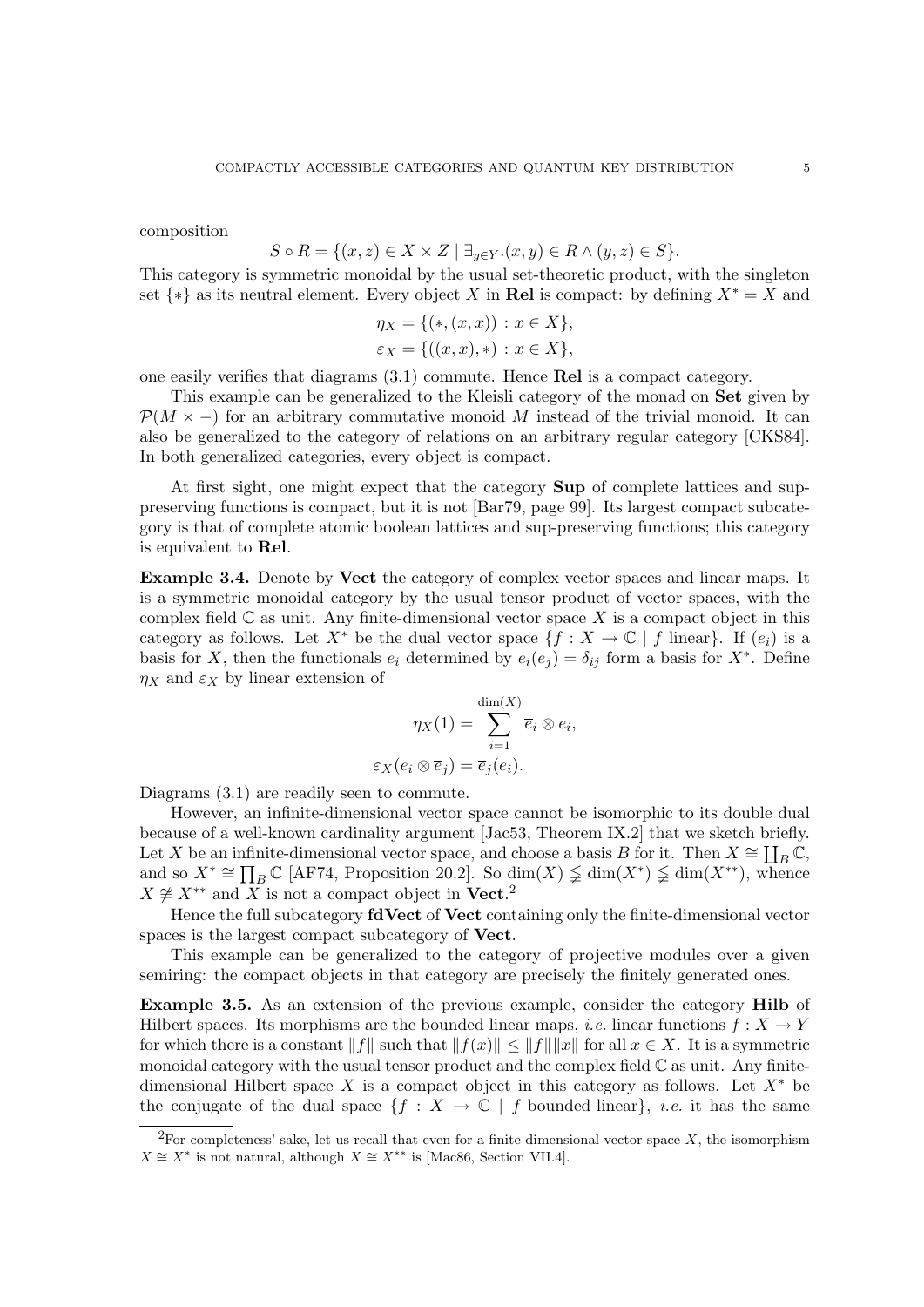composition

$$S \circ R = \{(x,z) \in X \times Z \mid \exists_{y \in Y}.(x,y) \in R \wedge (y,z) \in S\}.$$

This category is symmetric monoidal by the usual set-theoretic product, with the singleton set $\{*\}$ as its neutral element. Every object $X$ in **Rel** is compact: by defining $X^* = X$ and

$$\eta_X = \{(*, (x,x)) : x \in X\},$$
$$\varepsilon_X = \{((x,x), *) : x \in X\},$$

one easily verifies that diagrams (3.1) commute. Hence **Rel** is a compact category.

This example can be generalized to the Kleisli category of the monad on **Set** given by $\mathcal{P}(M \times -)$ for an arbitrary commutative monoid $M$ instead of the trivial monoid. It can also be generalized to the category of relations on an arbitrary regular category [CKS84]. In both generalized categories, every object is compact.

At first sight, one might expect that the category **Sup** of complete lattices and sup-preserving functions is compact, but it is not [Bar79, page 99]. Its largest compact subcategory is that of complete atomic boolean lattices and sup-preserving functions; this category is equivalent to **Rel**.

**Example 3.4.** Denote by **Vect** the category of complex vector spaces and linear maps. It is a symmetric monoidal category by the usual tensor product of vector spaces, with the complex field $\mathbb{C}$ as unit. Any finite-dimensional vector space $X$ is a compact object in this category as follows. Let $X^*$ be the dual vector space $\{f : X \to \mathbb{C} \mid f \text{ linear}\}$. If $(e_i)$ is a basis for $X$, then the functionals $\overline{e}_i$ determined by $\overline{e}_i(e_j) = \delta_{ij}$ form a basis for $X^*$. Define $\eta_X$ and $\varepsilon_X$ by linear extension of

$$\eta_X(1) = \sum_{i=1}^{\dim(X)} \overline{e}_i \otimes e_i,$$
$$\varepsilon_X(e_i \otimes \overline{e}_j) = \overline{e}_j(e_i).$$

Diagrams (3.1) are readily seen to commute.

However, an infinite-dimensional vector space cannot be isomorphic to its double dual because of a well-known cardinality argument [Jac53, Theorem IX.2] that we sketch briefly. Let $X$ be an infinite-dimensional vector space, and choose a basis $B$ for it. Then $X \cong \coprod_B \mathbb{C}$, and so $X^* \cong \prod_B \mathbb{C}$ [AF74, Proposition 20.2]. So $\dim(X) \lneq \dim(X^*) \lneq \dim(X^{**})$, whence $X \not\cong X^{**}$ and $X$ is not a compact object in **Vect**.[2]

Hence the full subcategory **fdVect** of **Vect** containing only the finite-dimensional vector spaces is the largest compact subcategory of **Vect**.

This example can be generalized to the category of projective modules over a given semiring: the compact objects in that category are precisely the finitely generated ones.

**Example 3.5.** As an extension of the previous example, consider the category **Hilb** of Hilbert spaces. Its morphisms are the bounded linear maps, *i.e.* linear functions $f : X \to Y$ for which there is a constant $\|f\|$ such that $\|f(x)\| \leq \|f\|\|x\|$ for all $x \in X$. It is a symmetric monoidal category with the usual tensor product and the complex field $\mathbb{C}$ as unit. Any finite-dimensional Hilbert space $X$ is a compact object in this category as follows. Let $X^*$ be the conjugate of the dual space $\{f : X \to \mathbb{C} \mid f \text{ bounded linear}\}$, *i.e.* it has the same

[2] For completeness' sake, let us recall that even for a finite-dimensional vector space $X$, the isomorphism $X \cong X^*$ is not natural, although $X \cong X^{**}$ is [Mac86, Section VII.4].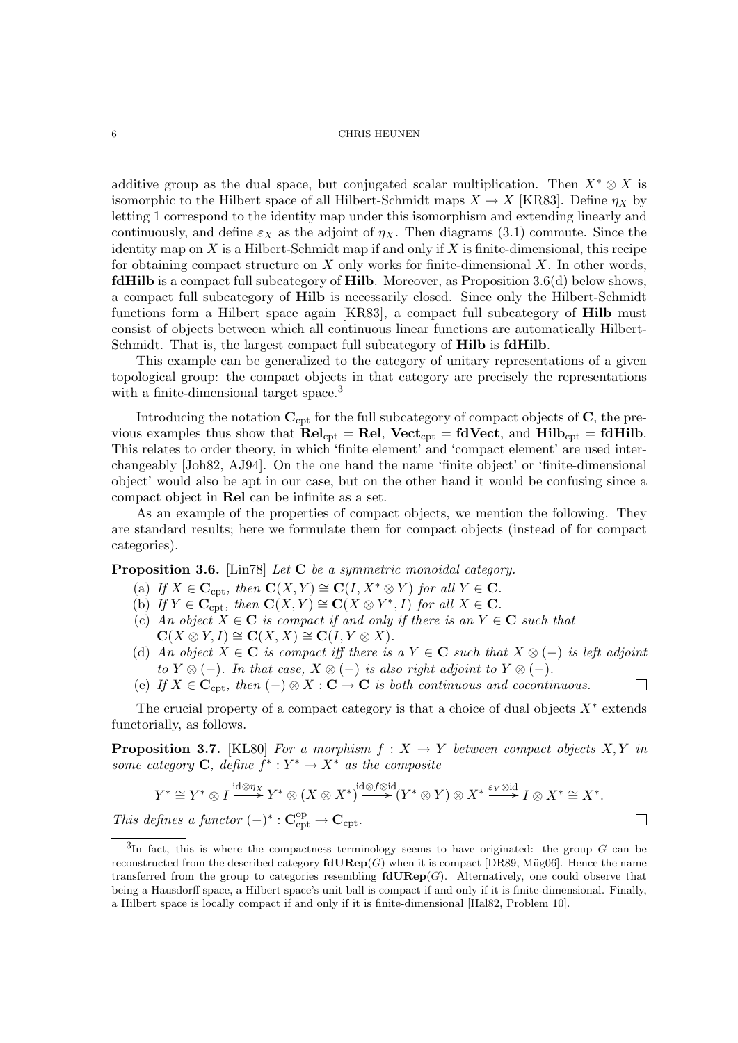additive group as the dual space, but conjugated scalar multiplication. Then $X^* \otimes X$ is isomorphic to the Hilbert space of all Hilbert-Schmidt maps $X \to X$ [KR83]. Define $\eta_X$ by letting 1 correspond to the identity map under this isomorphism and extending linearly and continuously, and define $\varepsilon_X$ as the adjoint of $\eta_X$. Then diagrams (3.1) commute. Since the identity map on $X$ is a Hilbert-Schmidt map if and only if $X$ is finite-dimensional, this recipe for obtaining compact structure on $X$ only works for finite-dimensional $X$. In other words, **fdHilb** is a compact full subcategory of **Hilb**. Moreover, as Proposition 3.6(d) below shows, a compact full subcategory of **Hilb** is necessarily closed. Since only the Hilbert-Schmidt functions form a Hilbert space again [KR83], a compact full subcategory of **Hilb** must consist of objects between which all continuous linear functions are automatically Hilbert-Schmidt. That is, the largest compact full subcategory of **Hilb** is **fdHilb**.

This example can be generalized to the category of unitary representations of a given topological group: the compact objects in that category are precisely the representations with a finite-dimensional target space.[3]

Introducing the notation $\mathbf{C}_{\text{cpt}}$ for the full subcategory of compact objects of $\mathbf{C}$, the previous examples thus show that $\mathbf{Rel}_{\text{cpt}} = \mathbf{Rel}$, $\mathbf{Vect}_{\text{cpt}} = \mathbf{fdVect}$, and $\mathbf{Hilb}_{\text{cpt}} = \mathbf{fdHilb}$. This relates to order theory, in which 'finite element' and 'compact element' are used interchangeably [Joh82, AJ94]. On the one hand the name 'finite object' or 'finite-dimensional object' would also be apt in our case, but on the other hand it would be confusing since a compact object in **Rel** can be infinite as a set.

As an example of the properties of compact objects, we mention the following. They are standard results; here we formulate them for compact objects (instead of for compact categories).

**Proposition 3.6.** [Lin78] *Let $\mathbf{C}$ be a symmetric monoidal category.*

(a) *If $X \in \mathbf{C}_{\text{cpt}}$, then $\mathbf{C}(X, Y) \cong \mathbf{C}(I, X^* \otimes Y)$ for all $Y \in \mathbf{C}$.*
(b) *If $Y \in \mathbf{C}_{\text{cpt}}$, then $\mathbf{C}(X, Y) \cong \mathbf{C}(X \otimes Y^*, I)$ for all $X \in \mathbf{C}$.*
(c) *An object $X \in \mathbf{C}$ is compact if and only if there is an $Y \in \mathbf{C}$ such that $\mathbf{C}(X \otimes Y, I) \cong \mathbf{C}(X, X) \cong \mathbf{C}(I, Y \otimes X)$.*
(d) *An object $X \in \mathbf{C}$ is compact iff there is a $Y \in \mathbf{C}$ such that $X \otimes (-)$ is left adjoint to $Y \otimes (-)$. In that case, $X \otimes (-)$ is also right adjoint to $Y \otimes (-)$.*
(e) *If $X \in \mathbf{C}_{\text{cpt}}$, then $(-) \otimes X : \mathbf{C} \to \mathbf{C}$ is both continuous and cocontinuous.* □

The crucial property of a compact category is that a choice of dual objects $X^*$ extends functorially, as follows.

**Proposition 3.7.** [KL80] *For a morphism $f : X \to Y$ between compact objects $X, Y$ in some category $\mathbf{C}$, define $f^* : Y^* \to X^*$ as the composite*

$$Y^* \cong Y^* \otimes I \xrightarrow{\text{id} \otimes \eta_X} Y^* \otimes (X \otimes X^*) \xrightarrow{\text{id} \otimes f \otimes \text{id}} (Y^* \otimes Y) \otimes X^* \xrightarrow{\varepsilon_Y \otimes \text{id}} I \otimes X^* \cong X^*.$$

*This defines a functor $(-)^* : \mathbf{C}_{\text{cpt}}^{\text{op}} \to \mathbf{C}_{\text{cpt}}$.* □

[3] In fact, this is where the compactness terminology seems to have originated: the group $G$ can be reconstructed from the described category $\mathbf{fdURep}(G)$ when it is compact [DR89, Müg06]. Hence the name transferred from the group to categories resembling $\mathbf{fdURep}(G)$. Alternatively, one could observe that being a Hausdorff space, a Hilbert space's unit ball is compact if and only if it is finite-dimensional. Finally, a Hilbert space is locally compact if and only if it is finite-dimensional [Hal82, Problem 10].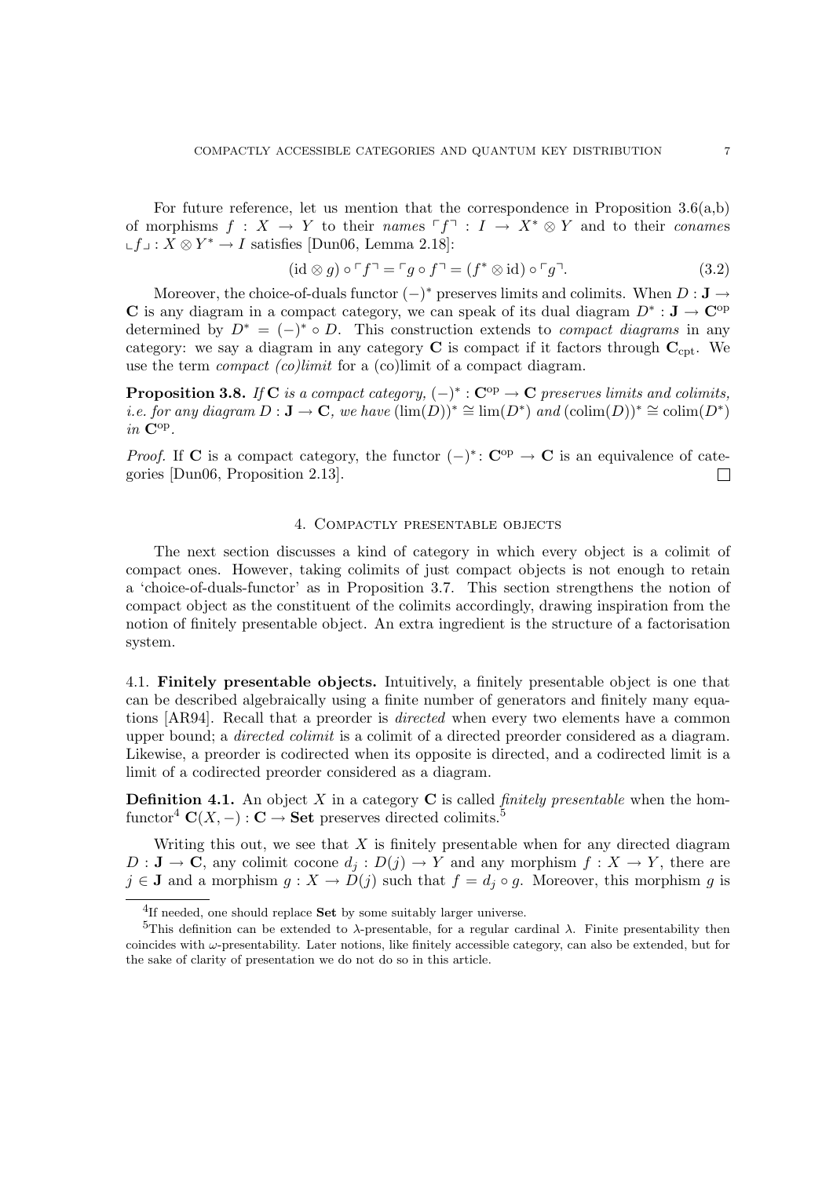For future reference, let us mention that the correspondence in Proposition 3.6(a,b) of morphisms $f : X \to Y$ to their *names* $\ulcorner f \urcorner : I \to X^* \otimes Y$ and to their *conames* $\llcorner f \lrcorner : X \otimes Y^* \to I$ satisfies [Dun06, Lemma 2.18]:

$$(\mathrm{id} \otimes g) \circ \ulcorner f \urcorner = \ulcorner g \circ f \urcorner = (f^* \otimes \mathrm{id}) \circ \ulcorner g \urcorner. \tag{3.2}$$

Moreover, the choice-of-duals functor $(-)^*$ preserves limits and colimits. When $D : \mathbf{J} \to \mathbf{C}$ is any diagram in a compact category, we can speak of its dual diagram $D^* : \mathbf{J} \to \mathbf{C}^{\mathrm{op}}$ determined by $D^* = (-)^* \circ D$. This construction extends to *compact diagrams* in any category: we say a diagram in any category $\mathbf{C}$ is compact if it factors through $\mathbf{C}_{\mathrm{cpt}}$. We use the term *compact (co)limit* for a (co)limit of a compact diagram.

**Proposition 3.8.** *If* $\mathbf{C}$ *is a compact category,* $(-)^* : \mathbf{C}^{\mathrm{op}} \to \mathbf{C}$ *preserves limits and colimits, i.e. for any diagram* $D : \mathbf{J} \to \mathbf{C}$*, we have* $(\lim(D))^* \cong \lim(D^*)$ *and* $(\mathrm{colim}(D))^* \cong \mathrm{colim}(D^*)$ *in* $\mathbf{C}^{\mathrm{op}}$*.*

*Proof.* If $\mathbf{C}$ is a compact category, the functor $(-)^* : \mathbf{C}^{\mathrm{op}} \to \mathbf{C}$ is an equivalence of categories [Dun06, Proposition 2.13]. □

# 4. Compactly presentable objects

The next section discusses a kind of category in which every object is a colimit of compact ones. However, taking colimits of just compact objects is not enough to retain a 'choice-of-duals-functor' as in Proposition 3.7. This section strengthens the notion of compact object as the constituent of the colimits accordingly, drawing inspiration from the notion of finitely presentable object. An extra ingredient is the structure of a factorisation system.

## 4.1. Finitely presentable objects.

Intuitively, a finitely presentable object is one that can be described algebraically using a finite number of generators and finitely many equations [AR94]. Recall that a preorder is *directed* when every two elements have a common upper bound; a *directed colimit* is a colimit of a directed preorder considered as a diagram. Likewise, a preorder is codirected when its opposite is directed, and a codirected limit is a limit of a codirected preorder considered as a diagram.

**Definition 4.1.** An object $X$ in a category $\mathbf{C}$ is called *finitely presentable* when the hom-functor[4] $\mathbf{C}(X, -) : \mathbf{C} \to \mathbf{Set}$ preserves directed colimits.[5]

Writing this out, we see that $X$ is finitely presentable when for any directed diagram $D : \mathbf{J} \to \mathbf{C}$, any colimit cocone $d_j : D(j) \to Y$ and any morphism $f : X \to Y$, there are $j \in \mathbf{J}$ and a morphism $g : X \to D(j)$ such that $f = d_j \circ g$. Moreover, this morphism $g$ is

[4] If needed, one should replace **Set** by some suitably larger universe.

[5] This definition can be extended to $\lambda$-presentable, for a regular cardinal $\lambda$. Finite presentability then coincides with $\omega$-presentability. Later notions, like finitely accessible category, can also be extended, but for the sake of clarity of presentation we do not do so in this article.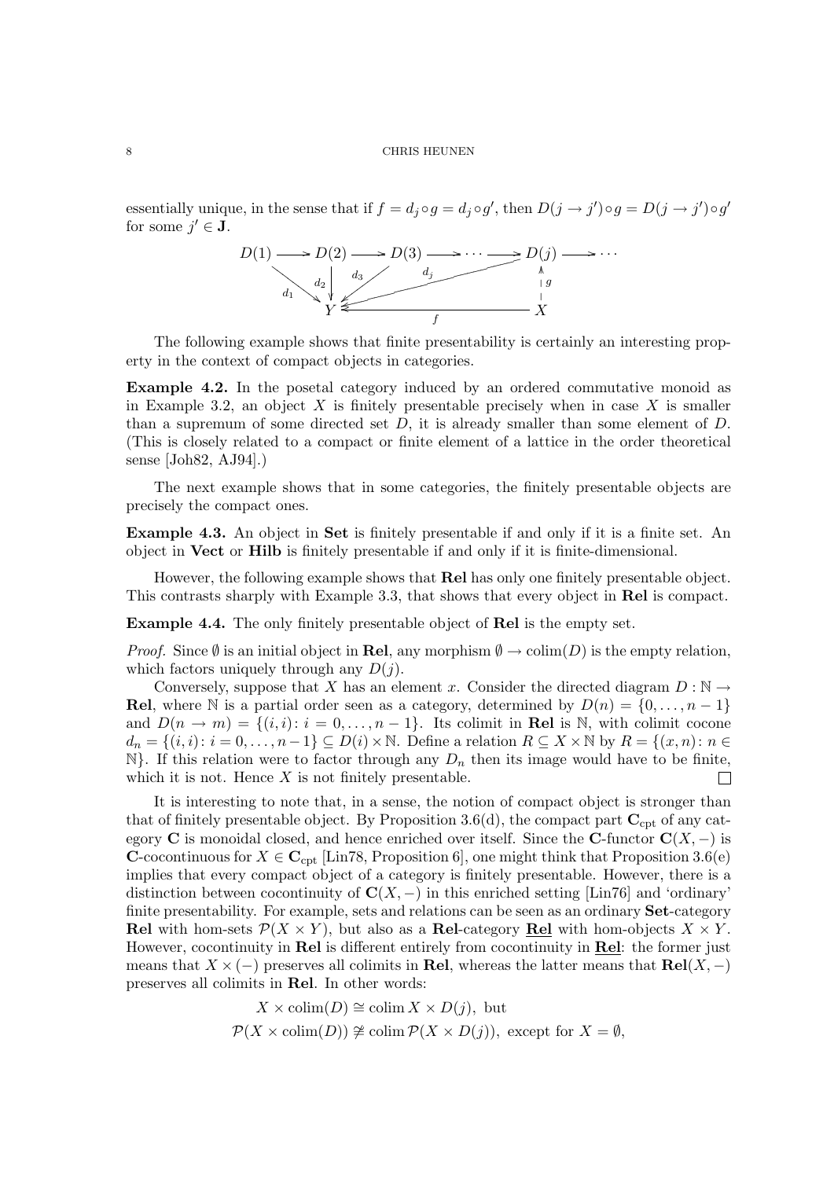essentially unique, in the sense that if $f = d_j \circ g = d_j \circ g'$, then $D(j \to j') \circ g = D(j \to j') \circ g'$ for some $j' \in \mathbf{J}$.

$$
\begin{array}{ccccccccc}
D(1) & \longrightarrow & D(2) & \longrightarrow & D(3) & \longrightarrow \cdots \longrightarrow & D(j) & \longrightarrow \cdots \\
& \searrow^{d_1} & \downarrow^{d_2} & \swarrow^{d_3} & & \swarrow^{d_j} & \uparrow^{g} & \\
& & Y & & \xleftarrow{\quad f \quad} & & X &
\end{array}
$$

The following example shows that finite presentability is certainly an interesting property in the context of compact objects in categories.

**Example 4.2.** In the posetal category induced by an ordered commutative monoid as in Example 3.2, an object $X$ is finitely presentable precisely when in case $X$ is smaller than a supremum of some directed set $D$, it is already smaller than some element of $D$. (This is closely related to a compact or finite element of a lattice in the order theoretical sense [Joh82, AJ94].)

The next example shows that in some categories, the finitely presentable objects are precisely the compact ones.

**Example 4.3.** An object in **Set** is finitely presentable if and only if it is a finite set. An object in **Vect** or **Hilb** is finitely presentable if and only if it is finite-dimensional.

However, the following example shows that **Rel** has only one finitely presentable object. This contrasts sharply with Example 3.3, that shows that every object in **Rel** is compact.

**Example 4.4.** The only finitely presentable object of **Rel** is the empty set.

*Proof.* Since $\emptyset$ is an initial object in **Rel**, any morphism $\emptyset \to \mathrm{colim}(D)$ is the empty relation, which factors uniquely through any $D(j)$.

Conversely, suppose that $X$ has an element $x$. Consider the directed diagram $D \colon \mathbb{N} \to$ **Rel**, where $\mathbb{N}$ is a partial order seen as a category, determined by $D(n) = \{0, \ldots, n-1\}$ and $D(n \to m) = \{(i,i) \colon i = 0, \ldots, n-1\}$. Its colimit in **Rel** is $\mathbb{N}$, with colimit cocone $d_n = \{(i,i) \colon i = 0, \ldots, n-1\} \subseteq D(i) \times \mathbb{N}$. Define a relation $R \subseteq X \times \mathbb{N}$ by $R = \{(x,n) \colon n \in \mathbb{N}\}$. If this relation were to factor through any $D_n$ then its image would have to be finite, which it is not. Hence $X$ is not finitely presentable. $\square$

It is interesting to note that, in a sense, the notion of compact object is stronger than that of finitely presentable object. By Proposition 3.6(d), the compact part $\mathbf{C}_{\mathrm{cpt}}$ of any category $\mathbf{C}$ is monoidal closed, and hence enriched over itself. Since the $\mathbf{C}$-functor $\mathbf{C}(X, -)$ is $\mathbf{C}$-cocontinuous for $X \in \mathbf{C}_{\mathrm{cpt}}$ [Lin78, Proposition 6], one might think that Proposition 3.6(e) implies that every compact object of a category is finitely presentable. However, there is a distinction between cocontinuity of $\mathbf{C}(X, -)$ in this enriched setting [Lin76] and 'ordinary' finite presentability. For example, sets and relations can be seen as an ordinary **Set**-category **Rel** with hom-sets $\mathcal{P}(X \times Y)$, but also as a **Rel**-category $\underline{\mathbf{Rel}}$ with hom-objects $X \times Y$. However, cocontinuity in **Rel** is different entirely from cocontinuity in $\underline{\mathbf{Rel}}$: the former just means that $X \times (-)$ preserves all colimits in **Rel**, whereas the latter means that $\mathbf{Rel}(X, -)$ preserves all colimits in **Rel**. In other words:

$$
\begin{aligned}
X \times \mathrm{colim}(D) &\cong \mathrm{colim}\, X \times D(j), \text{ but} \\
\mathcal{P}(X \times \mathrm{colim}(D)) &\not\cong \mathrm{colim}\, \mathcal{P}(X \times D(j)), \text{ except for } X = \emptyset,
\end{aligned}
$$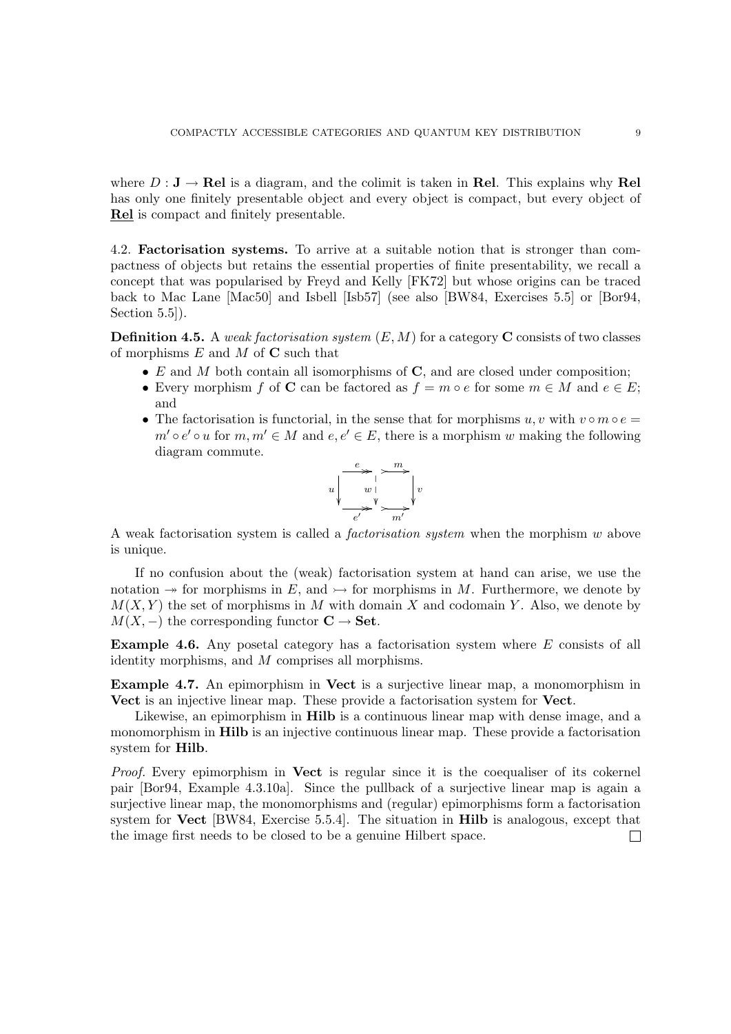where $D : \mathbf{J} \to \mathbf{Rel}$ is a diagram, and the colimit is taken in $\mathbf{Rel}$. This explains why $\mathbf{Rel}$ has only one finitely presentable object and every object is compact, but every object of $\underline{\mathbf{Rel}}$ is compact and finitely presentable.

4.2. **Factorisation systems.** To arrive at a suitable notion that is stronger than compactness of objects but retains the essential properties of finite presentability, we recall a concept that was popularised by Freyd and Kelly [FK72] but whose origins can be traced back to Mac Lane [Mac50] and Isbell [Isb57] (see also [BW84, Exercises 5.5] or [Bor94, Section 5.5]).

**Definition 4.5.** A *weak factorisation system* $(E, M)$ for a category $\mathbf{C}$ consists of two classes of morphisms $E$ and $M$ of $\mathbf{C}$ such that

- $E$ and $M$ both contain all isomorphisms of $\mathbf{C}$, and are closed under composition;
- Every morphism $f$ of $\mathbf{C}$ can be factored as $f = m \circ e$ for some $m \in M$ and $e \in E$; and
- The factorisation is functorial, in the sense that for morphisms $u, v$ with $v \circ m \circ e = m' \circ e' \circ u$ for $m, m' \in M$ and $e, e' \in E$, there is a morphism $w$ making the following diagram commute.

$$\begin{array}{ccccc} \cdot & \overset{e}{\twoheadrightarrow} & \cdot & \overset{m}{\rightarrowtail} & \cdot \\ {\scriptstyle u}\downarrow & & \downarrow{\scriptstyle w} & & \downarrow{\scriptstyle v} \\ \cdot & \underset{e'}{\twoheadrightarrow} & \cdot & \underset{m'}{\rightarrowtail} & \cdot \end{array}$$

A weak factorisation system is called a *factorisation system* when the morphism $w$ above is unique.

If no confusion about the (weak) factorisation system at hand can arise, we use the notation $\twoheadrightarrow$ for morphisms in $E$, and $\rightarrowtail$ for morphisms in $M$. Furthermore, we denote by $M(X, Y)$ the set of morphisms in $M$ with domain $X$ and codomain $Y$. Also, we denote by $M(X, -)$ the corresponding functor $\mathbf{C} \to \mathbf{Set}$.

**Example 4.6.** Any posetal category has a factorisation system where $E$ consists of all identity morphisms, and $M$ comprises all morphisms.

**Example 4.7.** An epimorphism in $\mathbf{Vect}$ is a surjective linear map, a monomorphism in $\mathbf{Vect}$ is an injective linear map. These provide a factorisation system for $\mathbf{Vect}$.

Likewise, an epimorphism in $\mathbf{Hilb}$ is a continuous linear map with dense image, and a monomorphism in $\mathbf{Hilb}$ is an injective continuous linear map. These provide a factorisation system for $\mathbf{Hilb}$.

*Proof.* Every epimorphism in $\mathbf{Vect}$ is regular since it is the coequaliser of its cokernel pair [Bor94, Example 4.3.10a]. Since the pullback of a surjective linear map is again a surjective linear map, the monomorphisms and (regular) epimorphisms form a factorisation system for $\mathbf{Vect}$ [BW84, Exercise 5.5.4]. The situation in $\mathbf{Hilb}$ is analogous, except that the image first needs to be closed to be a genuine Hilbert space. ☐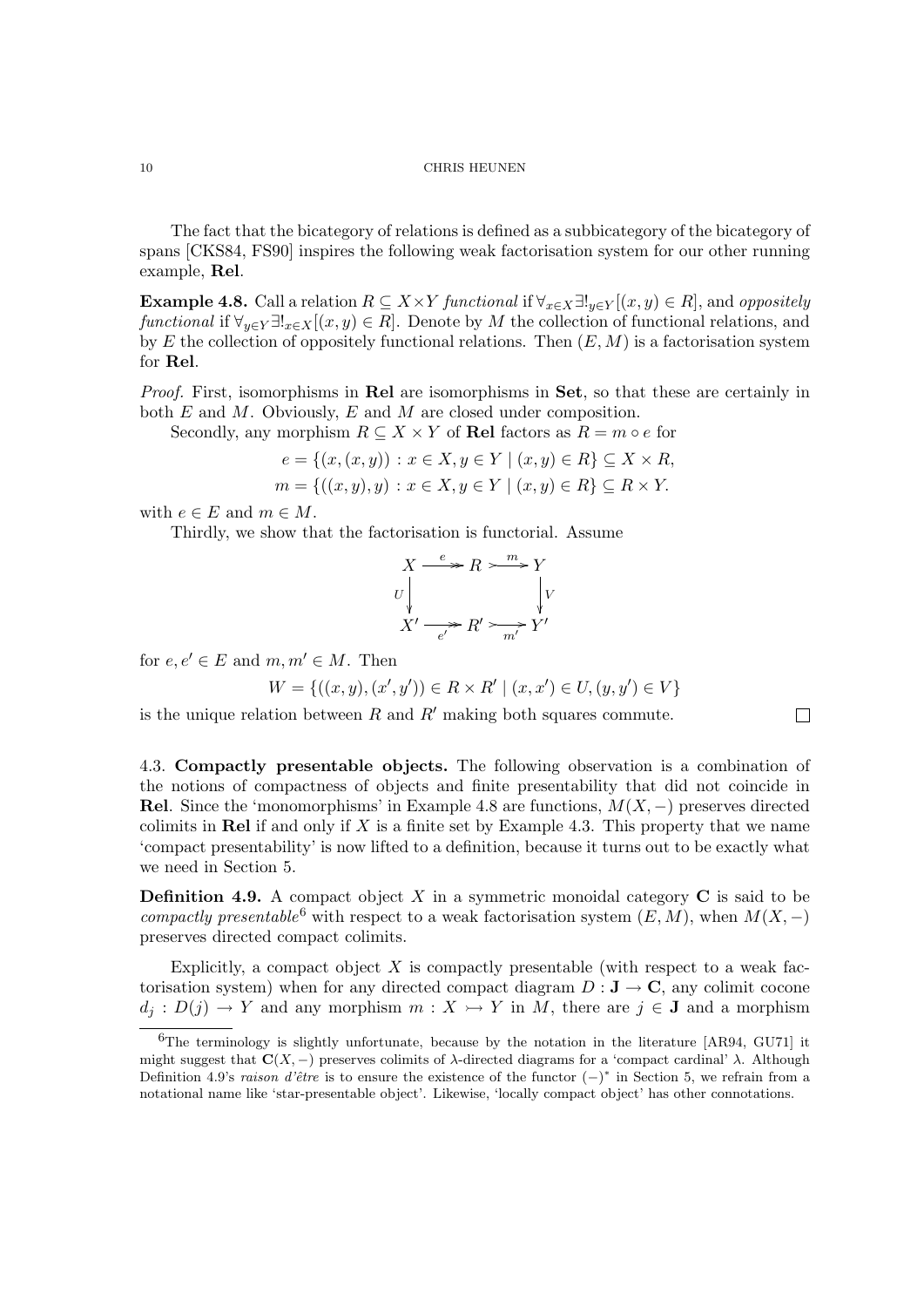The fact that the bicategory of relations is defined as a subbicategory of the bicategory of spans [CKS84, FS90] inspires the following weak factorisation system for our other running example, **Rel**.

**Example 4.8.** Call a relation $R \subseteq X \times Y$ *functional* if $\forall_{x \in X} \exists!_{y \in Y} [(x,y) \in R]$, and *oppositely functional* if $\forall_{y \in Y} \exists!_{x \in X} [(x,y) \in R]$. Denote by $M$ the collection of functional relations, and by $E$ the collection of oppositely functional relations. Then $(E, M)$ is a factorisation system for **Rel**.

*Proof.* First, isomorphisms in **Rel** are isomorphisms in **Set**, so that these are certainly in both $E$ and $M$. Obviously, $E$ and $M$ are closed under composition.

Secondly, any morphism $R \subseteq X \times Y$ of **Rel** factors as $R = m \circ e$ for

$$e = \{(x, (x,y)) : x \in X, y \in Y \mid (x,y) \in R\} \subseteq X \times R,$$
$$m = \{((x,y), y) : x \in X, y \in Y \mid (x,y) \in R\} \subseteq R \times Y.$$

with $e \in E$ and $m \in M$.

Thirdly, we show that the factorisation is functorial. Assume

$$\begin{array}{ccccc} X & \overset{e}{\twoheadrightarrow} & R & \overset{m}{\rightarrowtail} & Y \\ {\scriptstyle U}\downarrow & & & & \downarrow{\scriptstyle V} \\ X' & \underset{e'}{\twoheadrightarrow} & R' & \underset{m'}{\rightarrowtail} & Y' \end{array}$$

for $e, e' \in E$ and $m, m' \in M$. Then

$$W = \{((x,y),(x',y')) \in R \times R' \mid (x,x') \in U, (y,y') \in V\}$$

is the unique relation between $R$ and $R'$ making both squares commute. □

## 4.3. Compactly presentable objects.

The following observation is a combination of the notions of compactness of objects and finite presentability that did not coincide in **Rel**. Since the 'monomorphisms' in Example 4.8 are functions, $M(X, -)$ preserves directed colimits in **Rel** if and only if $X$ is a finite set by Example 4.3. This property that we name 'compact presentability' is now lifted to a definition, because it turns out to be exactly what we need in Section 5.

**Definition 4.9.** A compact object $X$ in a symmetric monoidal category **C** is said to be *compactly presentable*[6] with respect to a weak factorisation system $(E, M)$, when $M(X, -)$ preserves directed compact colimits.

Explicitly, a compact object $X$ is compactly presentable (with respect to a weak factorisation system) when for any directed compact diagram $D : \mathbf{J} \to \mathbf{C}$, any colimit cocone $d_j : D(j) \to Y$ and any morphism $m : X \rightarrowtail Y$ in $M$, there are $j \in \mathbf{J}$ and a morphism

[6] The terminology is slightly unfortunate, because by the notation in the literature [AR94, GU71] it might suggest that $\mathbf{C}(X, -)$ preserves colimits of $\lambda$-directed diagrams for a 'compact cardinal' $\lambda$. Although Definition 4.9's *raison d'être* is to ensure the existence of the functor $(-)^*$ in Section 5, we refrain from a notational name like 'star-presentable object'. Likewise, 'locally compact object' has other connotations.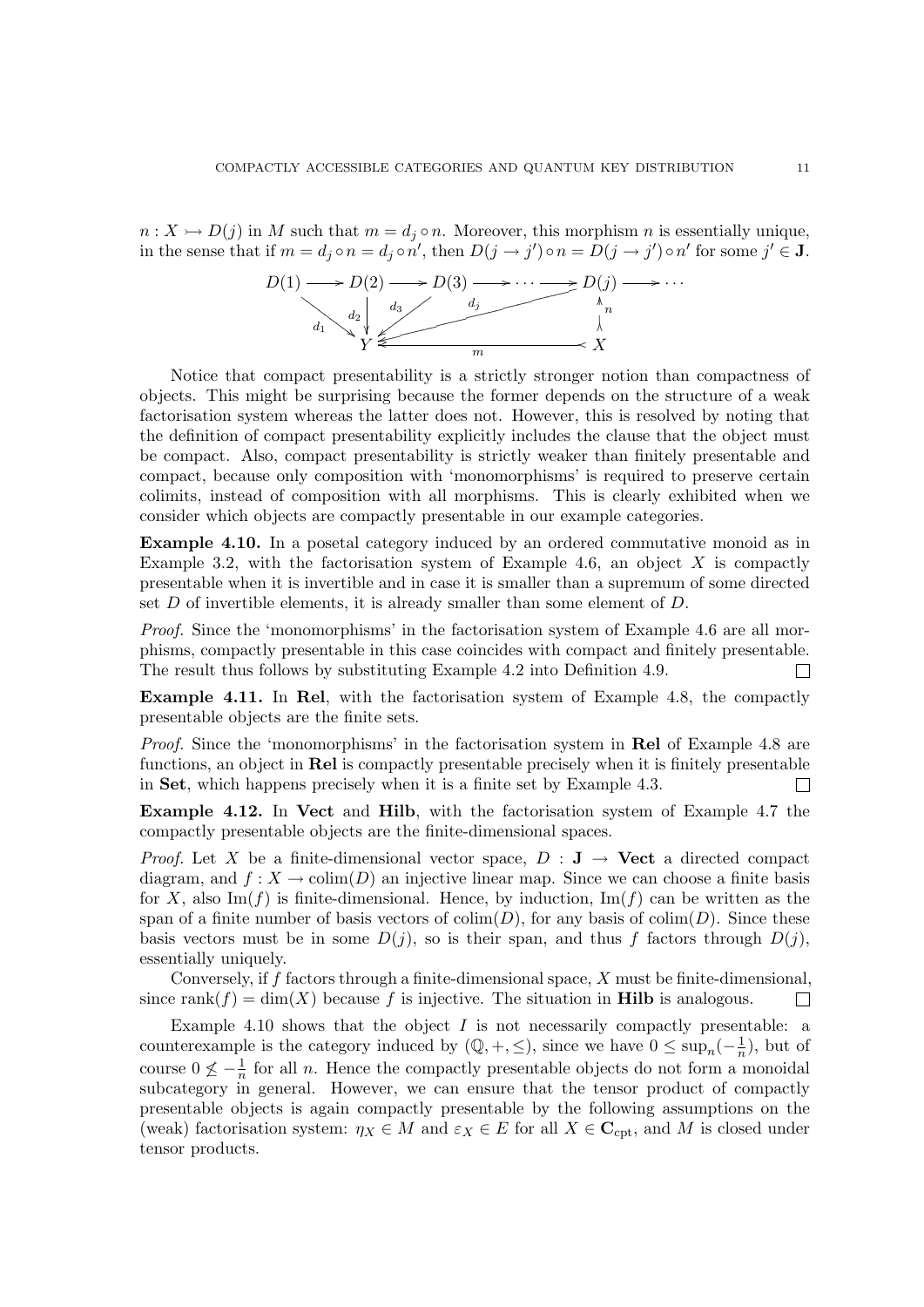$n : X \rightarrowtail D(j)$ in $M$ such that $m = d_j \circ n$. Moreover, this morphism $n$ is essentially unique, in the sense that if $m = d_j \circ n = d_j \circ n'$, then $D(j \to j') \circ n = D(j \to j') \circ n'$ for some $j' \in \mathbf{J}$.

$$\begin{array}{ccccccccc}
D(1) & \longrightarrow & D(2) & \longrightarrow & D(3) & \longrightarrow \cdots \longrightarrow & D(j) & \longrightarrow & \cdots \\
& \searrow^{d_1} & \downarrow^{d_2} & \swarrow^{d_3} & & \swarrow^{d_j} & \uparrow^{n} & & \\
& & Y & & \xleftarrow{\quad m \quad} & & X & &
\end{array}$$

Notice that compact presentability is a strictly stronger notion than compactness of objects. This might be surprising because the former depends on the structure of a weak factorisation system whereas the latter does not. However, this is resolved by noting that the definition of compact presentability explicitly includes the clause that the object must be compact. Also, compact presentability is strictly weaker than finitely presentable and compact, because only composition with 'monomorphisms' is required to preserve certain colimits, instead of composition with all morphisms. This is clearly exhibited when we consider which objects are compactly presentable in our example categories.

**Example 4.10.** In a posetal category induced by an ordered commutative monoid as in Example 3.2, with the factorisation system of Example 4.6, an object $X$ is compactly presentable when it is invertible and in case it is smaller than a supremum of some directed set $D$ of invertible elements, it is already smaller than some element of $D$.

*Proof.* Since the 'monomorphisms' in the factorisation system of Example 4.6 are all morphisms, compactly presentable in this case coincides with compact and finitely presentable. The result thus follows by substituting Example 4.2 into Definition 4.9. □

**Example 4.11.** In **Rel**, with the factorisation system of Example 4.8, the compactly presentable objects are the finite sets.

*Proof.* Since the 'monomorphisms' in the factorisation system in **Rel** of Example 4.8 are functions, an object in **Rel** is compactly presentable precisely when it is finitely presentable in **Set**, which happens precisely when it is a finite set by Example 4.3. □

**Example 4.12.** In **Vect** and **Hilb**, with the factorisation system of Example 4.7 the compactly presentable objects are the finite-dimensional spaces.

*Proof.* Let $X$ be a finite-dimensional vector space, $D : \mathbf{J} \to \mathbf{Vect}$ a directed compact diagram, and $f : X \to \mathrm{colim}(D)$ an injective linear map. Since we can choose a finite basis for $X$, also $\mathrm{Im}(f)$ is finite-dimensional. Hence, by induction, $\mathrm{Im}(f)$ can be written as the span of a finite number of basis vectors of $\mathrm{colim}(D)$, for any basis of $\mathrm{colim}(D)$. Since these basis vectors must be in some $D(j)$, so is their span, and thus $f$ factors through $D(j)$, essentially uniquely.

Conversely, if $f$ factors through a finite-dimensional space, $X$ must be finite-dimensional, since $\mathrm{rank}(f) = \dim(X)$ because $f$ is injective. The situation in **Hilb** is analogous. □

Example 4.10 shows that the object $I$ is not necessarily compactly presentable: a counterexample is the category induced by $(\mathbb{Q}, +, \leq)$, since we have $0 \leq \sup_n(-\frac{1}{n})$, but of course $0 \not\leq -\frac{1}{n}$ for all $n$. Hence the compactly presentable objects do not form a monoidal subcategory in general. However, we can ensure that the tensor product of compactly presentable objects is again compactly presentable by the following assumptions on the (weak) factorisation system: $\eta_X \in M$ and $\varepsilon_X \in E$ for all $X \in \mathbf{C}_{\mathrm{cpt}}$, and $M$ is closed under tensor products.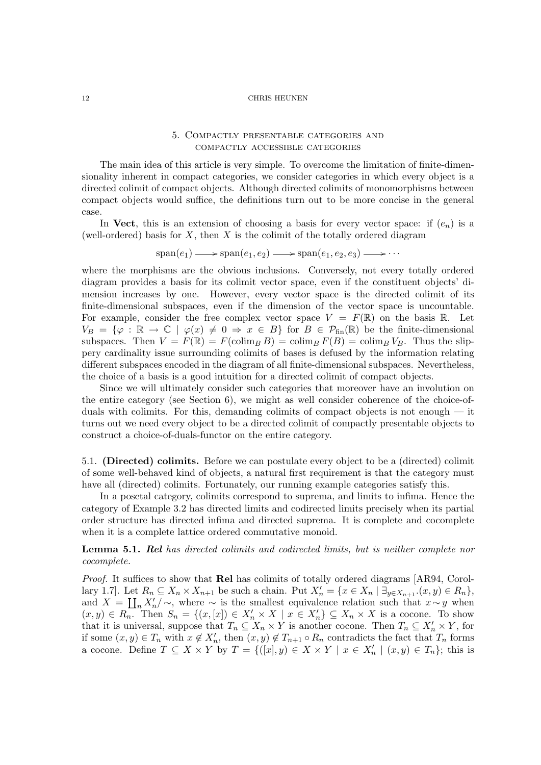## 5. Compactly presentable categories and compactly accessible categories

The main idea of this article is very simple. To overcome the limitation of finite-dimensionality inherent in compact categories, we consider categories in which every object is a directed colimit of compact objects. Although directed colimits of monomorphisms between compact objects would suffice, the definitions turn out to be more concise in the general case.

In **Vect**, this is an extension of choosing a basis for every vector space: if $(e_n)$ is a (well-ordered) basis for $X$, then $X$ is the colimit of the totally ordered diagram

$$\mathrm{span}(e_1) \longrightarrow \mathrm{span}(e_1, e_2) \longrightarrow \mathrm{span}(e_1, e_2, e_3) \longrightarrow \cdots$$

where the morphisms are the obvious inclusions. Conversely, not every totally ordered diagram provides a basis for its colimit vector space, even if the constituent objects' dimension increases by one. However, every vector space is the directed colimit of its finite-dimensional subspaces, even if the dimension of the vector space is uncountable. For example, consider the free complex vector space $V = F(\mathbb{R})$ on the basis $\mathbb{R}$. Let $V_B = \{\varphi : \mathbb{R} \to \mathbb{C} \mid \varphi(x) \neq 0 \Rightarrow x \in B\}$ for $B \in \mathcal{P}_{\mathrm{fin}}(\mathbb{R})$ be the finite-dimensional subspaces. Then $V = F(\mathbb{R}) = F(\mathrm{colim}_B\, B) = \mathrm{colim}_B\, F(B) = \mathrm{colim}_B\, V_B$. Thus the slippery cardinality issue surrounding colimits of bases is defused by the information relating different subspaces encoded in the diagram of all finite-dimensional subspaces. Nevertheless, the choice of a basis is a good intuition for a directed colimit of compact objects.

Since we will ultimately consider such categories that moreover have an involution on the entire category (see Section 6), we might as well consider coherence of the choice-of-duals with colimits. For this, demanding colimits of compact objects is not enough — it turns out we need every object to be a directed colimit of compactly presentable objects to construct a choice-of-duals-functor on the entire category.

5.1. **(Directed) colimits.** Before we can postulate every object to be a (directed) colimit of some well-behaved kind of objects, a natural first requirement is that the category must have all (directed) colimits. Fortunately, our running example categories satisfy this.

In a posetal category, colimits correspond to suprema, and limits to infima. Hence the category of Example 3.2 has directed limits and codirected limits precisely when its partial order structure has directed infima and directed suprema. It is complete and cocomplete when it is a complete lattice ordered commutative monoid.

**Lemma 5.1.** ***Rel*** *has directed colimits and codirected limits, but is neither complete nor cocomplete.*

*Proof.* It suffices to show that **Rel** has colimits of totally ordered diagrams [AR94, Corollary 1.7]. Let $R_n \subseteq X_n \times X_{n+1}$ be such a chain. Put $X_n' = \{x \in X_n \mid \exists_{y \in X_{n+1}}.(x, y) \in R_n\}$, and $X = \coprod_n X_n'/\sim$, where $\sim$ is the smallest equivalence relation such that $x \sim y$ when $(x, y) \in R_n$. Then $S_n = \{(x, [x]) \in X_n' \times X \mid x \in X_n'\} \subseteq X_n \times X$ is a cocone. To show that it is universal, suppose that $T_n \subseteq X_n \times Y$ is another cocone. Then $T_n \subseteq X_n' \times Y$, for if some $(x, y) \in T_n$ with $x \notin X_n'$, then $(x, y) \notin T_{n+1} \circ R_n$ contradicts the fact that $T_n$ forms a cocone. Define $T \subseteq X \times Y$ by $T = \{([x], y) \in X \times Y \mid x \in X_n' \mid (x, y) \in T_n\}$; this is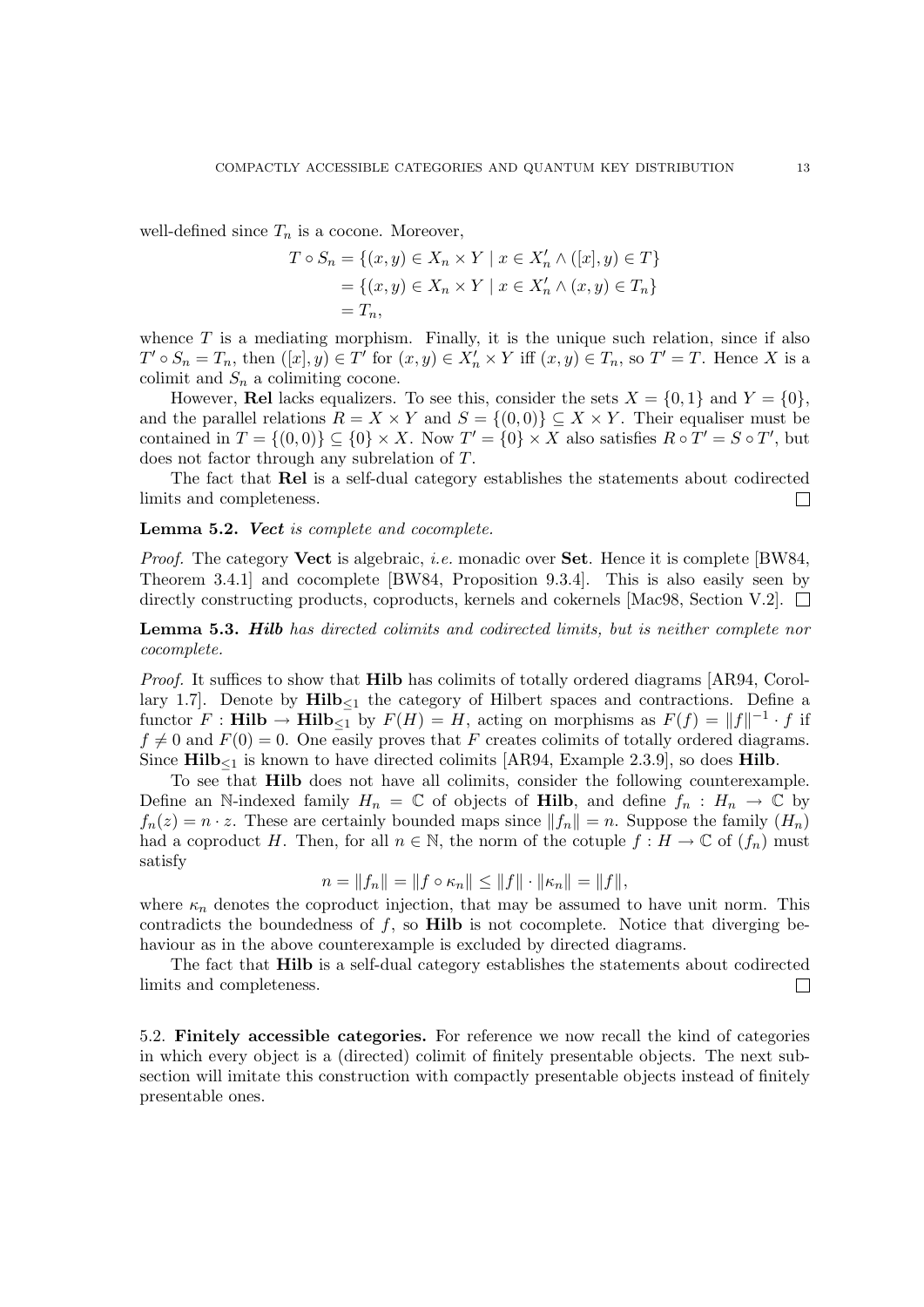well-defined since $T_n$ is a cocone. Moreover,

$$\begin{aligned} T \circ S_n &= \{(x, y) \in X_n \times Y \mid x \in X'_n \wedge ([x], y) \in T\} \\ &= \{(x, y) \in X_n \times Y \mid x \in X'_n \wedge (x, y) \in T_n\} \\ &= T_n, \end{aligned}$$

whence $T$ is a mediating morphism. Finally, it is the unique such relation, since if also $T' \circ S_n = T_n$, then $([x], y) \in T'$ for $(x, y) \in X'_n \times Y$ iff $(x, y) \in T_n$, so $T' = T$. Hence $X$ is a colimit and $S_n$ a colimiting cocone.

However, **Rel** lacks equalizers. To see this, consider the sets $X = \{0, 1\}$ and $Y = \{0\}$, and the parallel relations $R = X \times Y$ and $S = \{(0, 0)\} \subseteq X \times Y$. Their equaliser must be contained in $T = \{(0, 0)\} \subseteq \{0\} \times X$. Now $T' = \{0\} \times X$ also satisfies $R \circ T' = S \circ T'$, but does not factor through any subrelation of $T$.

The fact that **Rel** is a self-dual category establishes the statements about codirected limits and completeness. □

**Lemma 5.2.** ***Vect*** *is complete and cocomplete.*

*Proof.* The category **Vect** is algebraic, *i.e.* monadic over **Set**. Hence it is complete [BW84, Theorem 3.4.1] and cocomplete [BW84, Proposition 9.3.4]. This is also easily seen by directly constructing products, coproducts, kernels and cokernels [Mac98, Section V.2]. □

**Lemma 5.3.** ***Hilb*** *has directed colimits and codirected limits, but is neither complete nor cocomplete.*

*Proof.* It suffices to show that **Hilb** has colimits of totally ordered diagrams [AR94, Corollary 1.7]. Denote by $\mathbf{Hilb}_{\leq 1}$ the category of Hilbert spaces and contractions. Define a functor $F : \mathbf{Hilb} \to \mathbf{Hilb}_{\leq 1}$ by $F(H) = H$, acting on morphisms as $F(f) = \|f\|^{-1} \cdot f$ if $f \neq 0$ and $F(0) = 0$. One easily proves that $F$ creates colimits of totally ordered diagrams. Since $\mathbf{Hilb}_{\leq 1}$ is known to have directed colimits [AR94, Example 2.3.9], so does **Hilb**.

To see that **Hilb** does not have all colimits, consider the following counterexample. Define an $\mathbb{N}$-indexed family $H_n = \mathbb{C}$ of objects of **Hilb**, and define $f_n : H_n \to \mathbb{C}$ by $f_n(z) = n \cdot z$. These are certainly bounded maps since $\|f_n\| = n$. Suppose the family $(H_n)$ had a coproduct $H$. Then, for all $n \in \mathbb{N}$, the norm of the cotuple $f : H \to \mathbb{C}$ of $(f_n)$ must satisfy

$$n = \|f_n\| = \|f \circ \kappa_n\| \leq \|f\| \cdot \|\kappa_n\| = \|f\|,$$

where $\kappa_n$ denotes the coproduct injection, that may be assumed to have unit norm. This contradicts the boundedness of $f$, so **Hilb** is not cocomplete. Notice that diverging behaviour as in the above counterexample is excluded by directed diagrams.

The fact that **Hilb** is a self-dual category establishes the statements about codirected limits and completeness. □

## 5.2. Finitely accessible categories.

For reference we now recall the kind of categories in which every object is a (directed) colimit of finitely presentable objects. The next subsection will imitate this construction with compactly presentable objects instead of finitely presentable ones.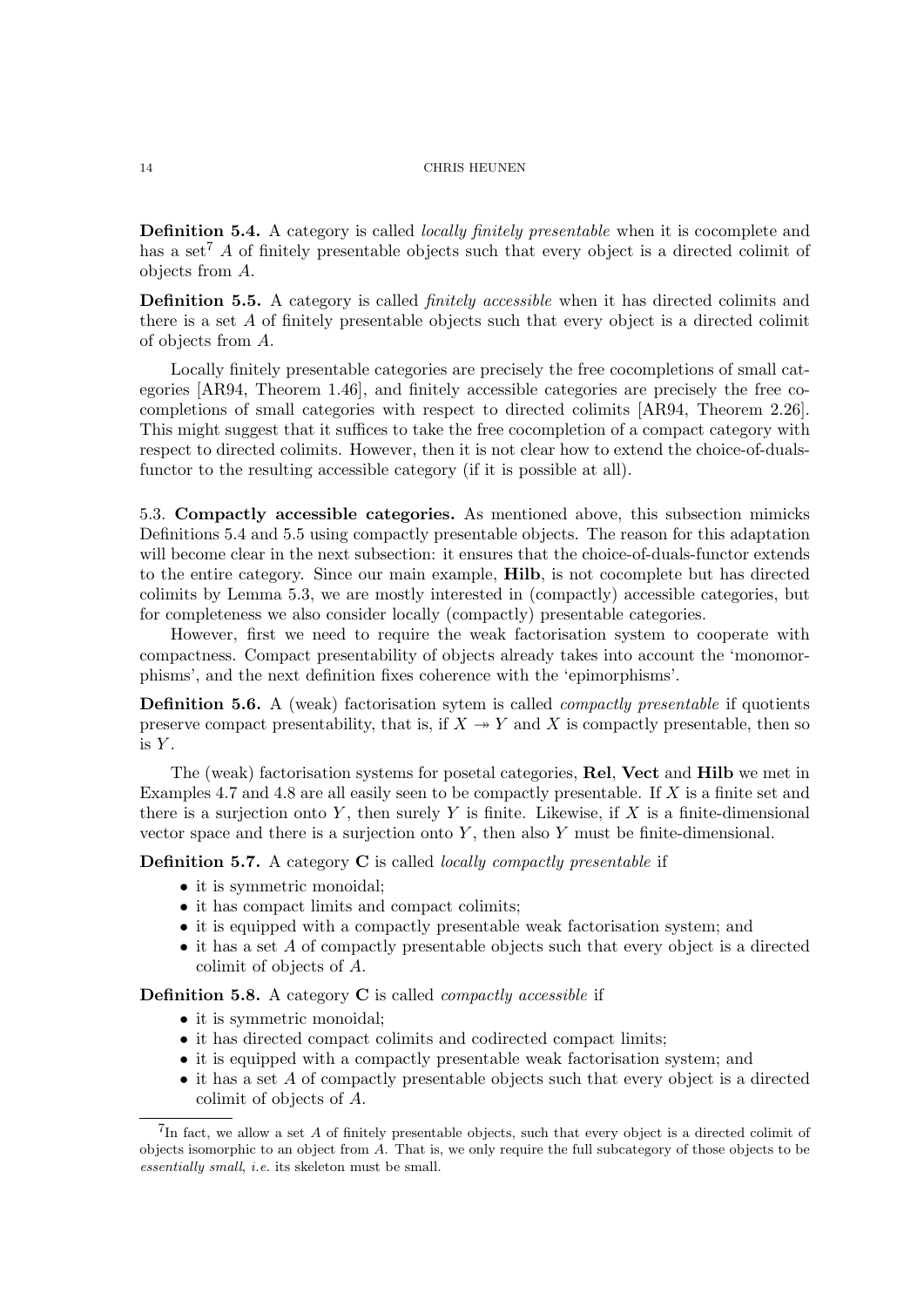**Definition 5.4.** A category is called *locally finitely presentable* when it is cocomplete and has a set[7] $A$ of finitely presentable objects such that every object is a directed colimit of objects from $A$.

**Definition 5.5.** A category is called *finitely accessible* when it has directed colimits and there is a set $A$ of finitely presentable objects such that every object is a directed colimit of objects from $A$.

Locally finitely presentable categories are precisely the free cocompletions of small categories [AR94, Theorem 1.46], and finitely accessible categories are precisely the free cocompletions of small categories with respect to directed colimits [AR94, Theorem 2.26]. This might suggest that it suffices to take the free cocompletion of a compact category with respect to directed colimits. However, then it is not clear how to extend the choice-of-duals-functor to the resulting accessible category (if it is possible at all).

5.3. **Compactly accessible categories.** As mentioned above, this subsection mimicks Definitions 5.4 and 5.5 using compactly presentable objects. The reason for this adaptation will become clear in the next subsection: it ensures that the choice-of-duals-functor extends to the entire category. Since our main example, **Hilb**, is not cocomplete but has directed colimits by Lemma 5.3, we are mostly interested in (compactly) accessible categories, but for completeness we also consider locally (compactly) presentable categories.

However, first we need to require the weak factorisation system to cooperate with compactness. Compact presentability of objects already takes into account the 'monomorphisms', and the next definition fixes coherence with the 'epimorphisms'.

**Definition 5.6.** A (weak) factorisation sytem is called *compactly presentable* if quotients preserve compact presentability, that is, if $X \twoheadrightarrow Y$ and $X$ is compactly presentable, then so is $Y$.

The (weak) factorisation systems for posetal categories, **Rel**, **Vect** and **Hilb** we met in Examples 4.7 and 4.8 are all easily seen to be compactly presentable. If $X$ is a finite set and there is a surjection onto $Y$, then surely $Y$ is finite. Likewise, if $X$ is a finite-dimensional vector space and there is a surjection onto $Y$, then also $Y$ must be finite-dimensional.

**Definition 5.7.** A category **C** is called *locally compactly presentable* if

- it is symmetric monoidal;
- it has compact limits and compact colimits;
- it is equipped with a compactly presentable weak factorisation system; and
- it has a set $A$ of compactly presentable objects such that every object is a directed colimit of objects of $A$.

**Definition 5.8.** A category **C** is called *compactly accessible* if

- it is symmetric monoidal;
- it has directed compact colimits and codirected compact limits;
- it is equipped with a compactly presentable weak factorisation system; and
- it has a set $A$ of compactly presentable objects such that every object is a directed colimit of objects of $A$.

---

[7] In fact, we allow a set $A$ of finitely presentable objects, such that every object is a directed colimit of objects isomorphic to an object from $A$. That is, we only require the full subcategory of those objects to be *essentially small*, *i.e.* its skeleton must be small.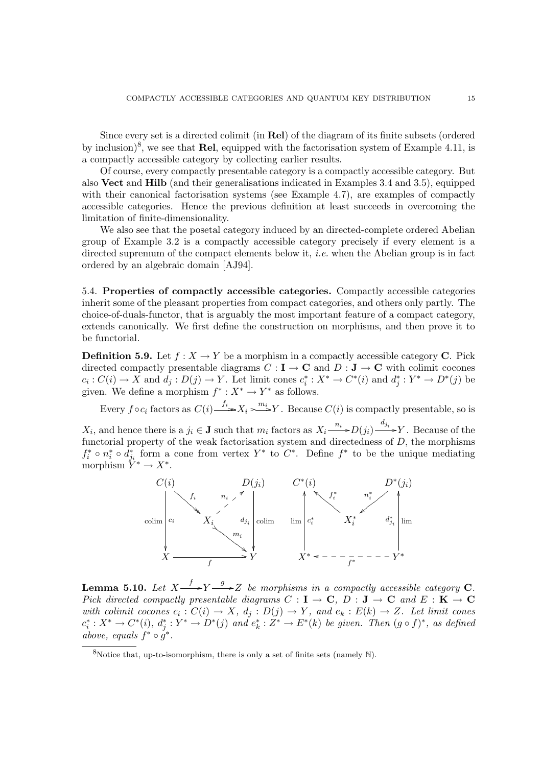Since every set is a directed colimit (in **Rel**) of the diagram of its finite subsets (ordered by inclusion)[8], we see that **Rel**, equipped with the factorisation system of Example 4.11, is a compactly accessible category by collecting earlier results.

Of course, every compactly presentable category is a compactly accessible category. But also **Vect** and **Hilb** (and their generalisations indicated in Examples 3.4 and 3.5), equipped with their canonical factorisation systems (see Example 4.7), are examples of compactly accessible categories. Hence the previous definition at least succeeds in overcoming the limitation of finite-dimensionality.

We also see that the posetal category induced by an directed-complete ordered Abelian group of Example 3.2 is a compactly accessible category precisely if every element is a directed supremum of the compact elements below it, *i.e.* when the Abelian group is in fact ordered by an algebraic domain [AJ94].

5.4. **Properties of compactly accessible categories.** Compactly accessible categories inherit some of the pleasant properties from compact categories, and others only partly. The choice-of-duals-functor, that is arguably the most important feature of a compact category, extends canonically. We first define the construction on morphisms, and then prove it to be functorial.

**Definition 5.9.** Let $f : X \to Y$ be a morphism in a compactly accessible category $\mathbf{C}$. Pick directed compactly presentable diagrams $C : \mathbf{I} \to \mathbf{C}$ and $D : \mathbf{J} \to \mathbf{C}$ with colimit cocones $c_i : C(i) \to X$ and $d_j : D(j) \to Y$. Let limit cones $c_i^* : X^* \to C^*(i)$ and $d_j^* : Y^* \to D^*(j)$ be given. We define a morphism $f^* : X^* \to Y^*$ as follows.

Every $f \circ c_i$ factors as $C(i) \xrightarrow{f_i} X_i \xrightarrow{m_i} Y$. Because $C(i)$ is compactly presentable, so is $X_i$, and hence there is a $j_i \in \mathbf{J}$ such that $m_i$ factors as $X_i \xrightarrow{n_i} D(j_i) \xrightarrow{d_{j_i}} Y$. Because of the functorial property of the weak factorisation system and directedness of $D$, the morphisms $f_i^* \circ n_i^* \circ d_{j_i}^*$ form a cone from vertex $Y^*$ to $C^*$. Define $f^*$ to be the unique mediating morphism $Y^* \to X^*$.

$$
\begin{array}{ccccc}
C(i) & & & & D(j_i) \\
 & \searrow^{f_i} & & \nearrow^{n_i} & \\
\text{colim}\ \downarrow c_i & & X_i & & d_{j_i} \downarrow\ \text{colim} \\
 & & & \searrow^{m_i} & \\
X & & \xrightarrow{\quad f \quad} & & Y
\end{array}
\qquad
\begin{array}{ccccc}
C^*(i) & & & & D^*(j_i) \\
 & \nwarrow^{f_i^*} & & \swarrow^{n_i^*} & \\
\text{lim}\ \uparrow c_i^* & & X_i^* & & d_{j_i}^* \uparrow\ \text{lim} \\
 & & & & \\
X^* & & \xleftarrow{\quad f^* \quad} & & Y^*
\end{array}
$$

**Lemma 5.10.** *Let $X \xrightarrow{f} Y \xrightarrow{g} Z$ be morphisms in a compactly accessible category $\mathbf{C}$. Pick directed compactly presentable diagrams $C : \mathbf{I} \to \mathbf{C}$, $D : \mathbf{J} \to \mathbf{C}$ and $E : \mathbf{K} \to \mathbf{C}$ with colimit cocones $c_i : C(i) \to X$, $d_j : D(j) \to Y$, and $e_k : E(k) \to Z$. Let limit cones $c_i^* : X^* \to C^*(i)$, $d_j^* : Y^* \to D^*(j)$ and $e_k^* : Z^* \to E^*(k)$ be given. Then $(g \circ f)^*$, as defined above, equals $f^* \circ g^*$.*

[8] Notice that, up-to-isomorphism, there is only a set of finite sets (namely $\mathbb{N}$).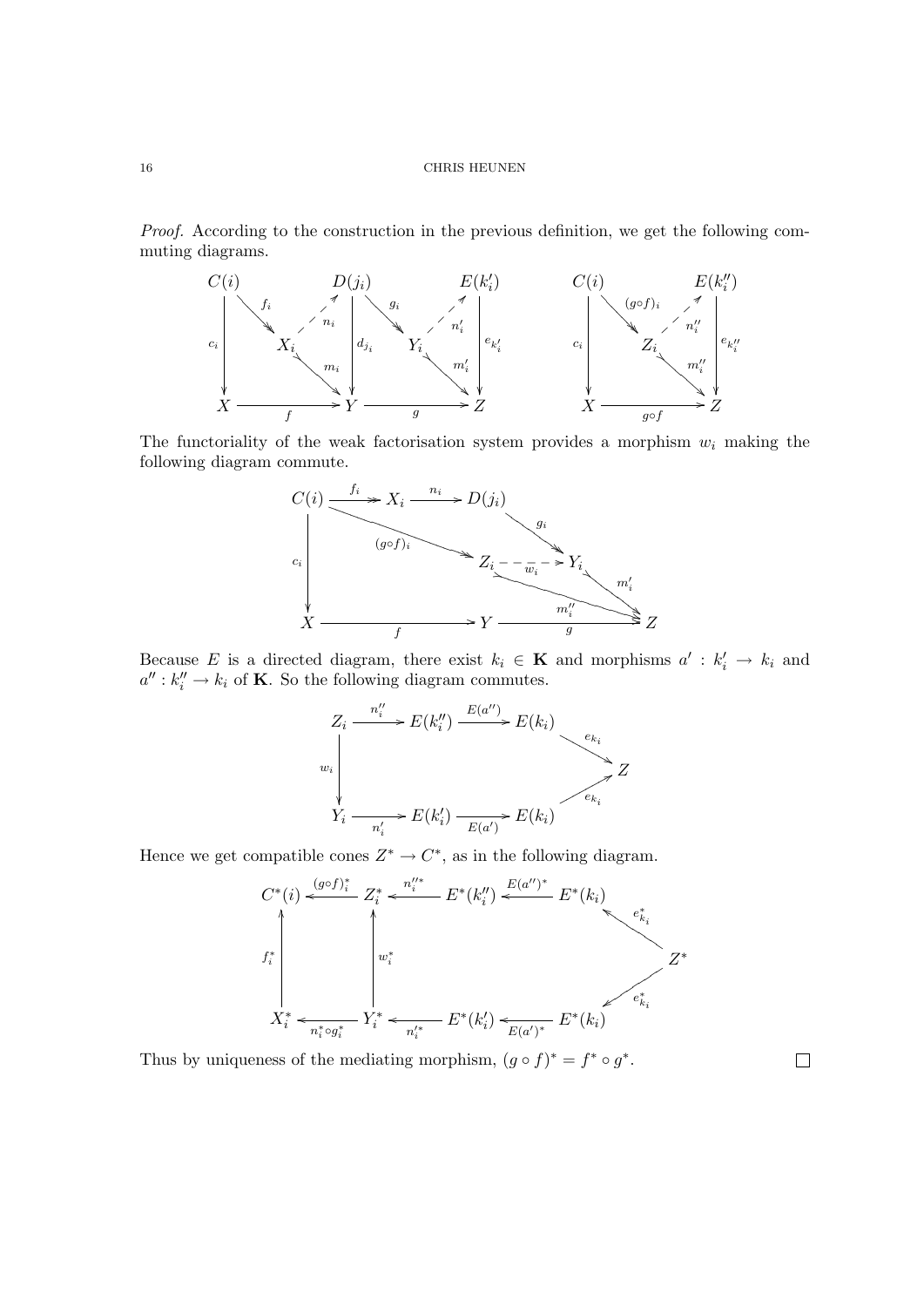*Proof.* According to the construction in the previous definition, we get the following commuting diagrams.

$$
\begin{array}{ccc}
C(i) \xrightarrow{f_i} X_i \xrightarrow{n_i} D(j_i), \quad X_i \xrightarrow{m_i} Y, \quad c_i : C(i) \to X, \quad d_{j_i} : D(j_i) \to Y, \quad f : X \to Y \\
D(j_i) \xrightarrow{g_i} Y_i \xrightarrow{n'_i} E(k'_i), \quad Y_i \xrightarrow{m'_i} Z, \quad e_{k'_i} : E(k'_i) \to Z, \quad g : Y \to Z \\
C(i) \xrightarrow{(g\circ f)_i} Z_i \xrightarrow{n''_i} E(k''_i), \quad Z_i \xrightarrow{m''_i} Z, \quad c_i : C(i) \to X, \quad e_{k''_i} : E(k''_i) \to Z, \quad g\circ f : X \to Z
\end{array}
$$

The functoriality of the weak factorisation system provides a morphism $w_i$ making the following diagram commute.

$$
\begin{array}{c}
C(i) \xrightarrow{f_i} X_i \xrightarrow{n_i} D(j_i) \xrightarrow{g_i} Y_i, \quad C(i) \xrightarrow{(g\circ f)_i} Z_i \xrightarrow{w_i} Y_i, \\
Z_i \xrightarrow{m''_i} Z, \quad Y_i \xrightarrow{m'_i} Z, \quad c_i : C(i) \to X, \quad X \xrightarrow{f} Y \xrightarrow{g} Z
\end{array}
$$

Because $E$ is a directed diagram, there exist $k_i \in \mathbf{K}$ and morphisms $a' : k'_i \to k_i$ and $a'' : k''_i \to k_i$ of $\mathbf{K}$. So the following diagram commutes.

$$
\begin{array}{c}
Z_i \xrightarrow{n''_i} E(k''_i) \xrightarrow{E(a'')} E(k_i) \xrightarrow{e_{k_i}} Z \\
w_i \downarrow \\
Y_i \xrightarrow{n'_i} E(k'_i) \xrightarrow{E(a')} E(k_i) \xrightarrow{e_{k_i}} Z
\end{array}
$$

Hence we get compatible cones $Z^* \to C^*$, as in the following diagram.

$$
\begin{array}{c}
C^*(i) \xleftarrow{(g\circ f)^*_i} Z^*_i \xleftarrow{n''^*_i} E^*(k''_i) \xleftarrow{E(a'')^*} E^*(k_i) \xleftarrow{e^*_{k_i}} Z^* \\
f^*_i \uparrow \qquad w^*_i \uparrow \\
X^*_i \xleftarrow{n^*_i \circ g^*_i} Y^*_i \xleftarrow{n'^*_i} E^*(k'_i) \xleftarrow{E(a')^*} E^*(k_i) \xleftarrow{e^*_{k_i}} Z^*
\end{array}
$$

Thus by uniqueness of the mediating morphism, $(g \circ f)^* = f^* \circ g^*$. □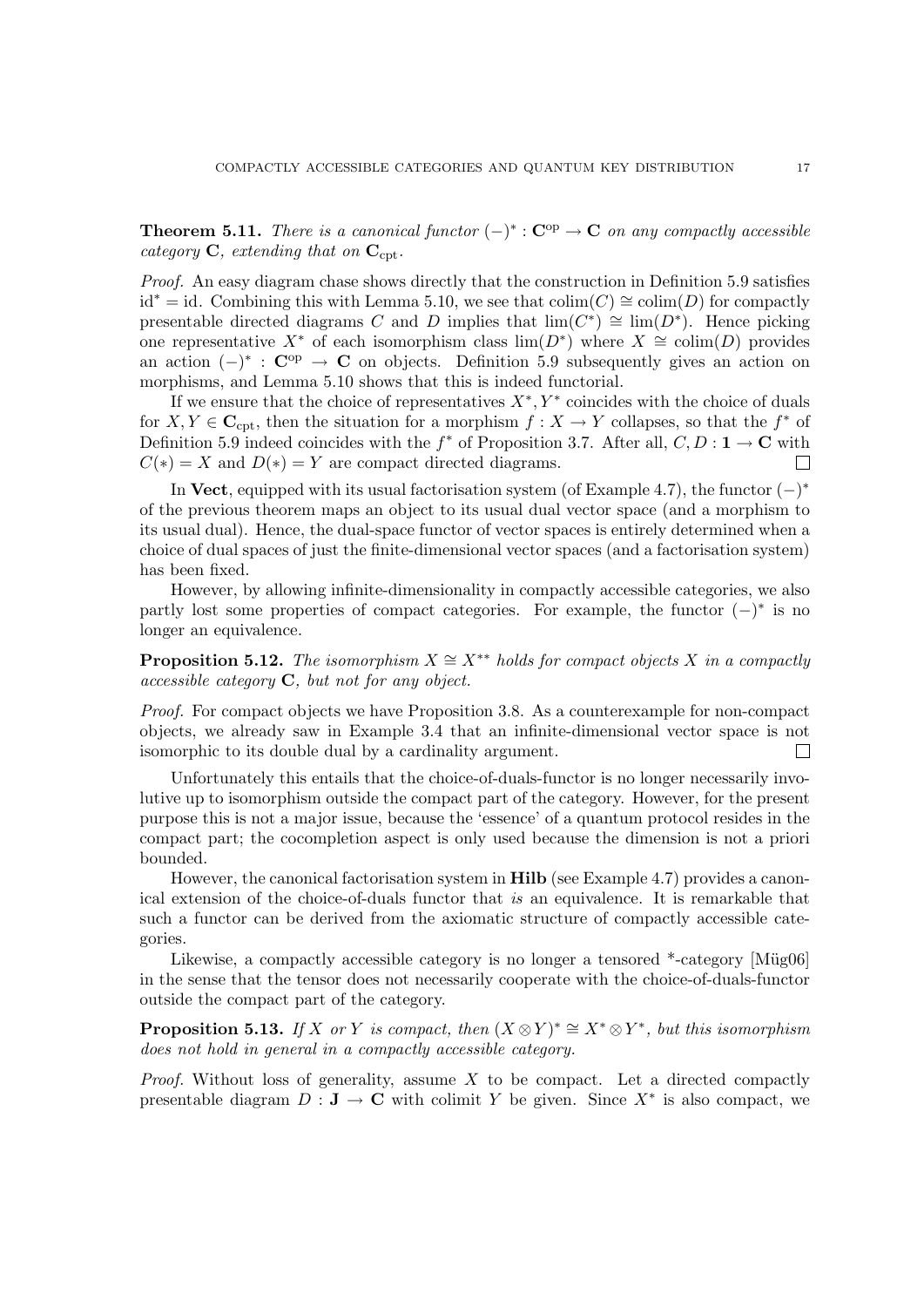**Theorem 5.11.** *There is a canonical functor $(-)^* : \mathbf{C}^{\mathrm{op}} \to \mathbf{C}$ on any compactly accessible category $\mathbf{C}$, extending that on $\mathbf{C}_{\mathrm{cpt}}$.*

*Proof.* An easy diagram chase shows directly that the construction in Definition 5.9 satisfies $\mathrm{id}^* = \mathrm{id}$. Combining this with Lemma 5.10, we see that $\mathrm{colim}(C) \cong \mathrm{colim}(D)$ for compactly presentable directed diagrams $C$ and $D$ implies that $\lim(C^*) \cong \lim(D^*)$. Hence picking one representative $X^*$ of each isomorphism class $\lim(D^*)$ where $X \cong \mathrm{colim}(D)$ provides an action $(-)^* : \mathbf{C}^{\mathrm{op}} \to \mathbf{C}$ on objects. Definition 5.9 subsequently gives an action on morphisms, and Lemma 5.10 shows that this is indeed functorial.

If we ensure that the choice of representatives $X^*, Y^*$ coincides with the choice of duals for $X, Y \in \mathbf{C}_{\mathrm{cpt}}$, then the situation for a morphism $f : X \to Y$ collapses, so that the $f^*$ of Definition 5.9 indeed coincides with the $f^*$ of Proposition 3.7. After all, $C, D : \mathbf{1} \to \mathbf{C}$ with $C(*) = X$ and $D(*) = Y$ are compact directed diagrams. □

In **Vect**, equipped with its usual factorisation system (of Example 4.7), the functor $(-)^*$ of the previous theorem maps an object to its usual dual vector space (and a morphism to its usual dual). Hence, the dual-space functor of vector spaces is entirely determined when a choice of dual spaces of just the finite-dimensional vector spaces (and a factorisation system) has been fixed.

However, by allowing infinite-dimensionality in compactly accessible categories, we also partly lost some properties of compact categories. For example, the functor $(-)^*$ is no longer an equivalence.

**Proposition 5.12.** *The isomorphism $X \cong X^{**}$ holds for compact objects $X$ in a compactly accessible category $\mathbf{C}$, but not for any object.*

*Proof.* For compact objects we have Proposition 3.8. As a counterexample for non-compact objects, we already saw in Example 3.4 that an infinite-dimensional vector space is not isomorphic to its double dual by a cardinality argument. □

Unfortunately this entails that the choice-of-duals-functor is no longer necessarily involutive up to isomorphism outside the compact part of the category. However, for the present purpose this is not a major issue, because the 'essence' of a quantum protocol resides in the compact part; the cocompletion aspect is only used because the dimension is not a priori bounded.

However, the canonical factorisation system in **Hilb** (see Example 4.7) provides a canonical extension of the choice-of-duals functor that *is* an equivalence. It is remarkable that such a functor can be derived from the axiomatic structure of compactly accessible categories.

Likewise, a compactly accessible category is no longer a tensored *-category [Müg06] in the sense that the tensor does not necessarily cooperate with the choice-of-duals-functor outside the compact part of the category.

**Proposition 5.13.** *If $X$ or $Y$ is compact, then $(X \otimes Y)^* \cong X^* \otimes Y^*$, but this isomorphism does not hold in general in a compactly accessible category.*

*Proof.* Without loss of generality, assume $X$ to be compact. Let a directed compactly presentable diagram $D : \mathbf{J} \to \mathbf{C}$ with colimit $Y$ be given. Since $X^*$ is also compact, we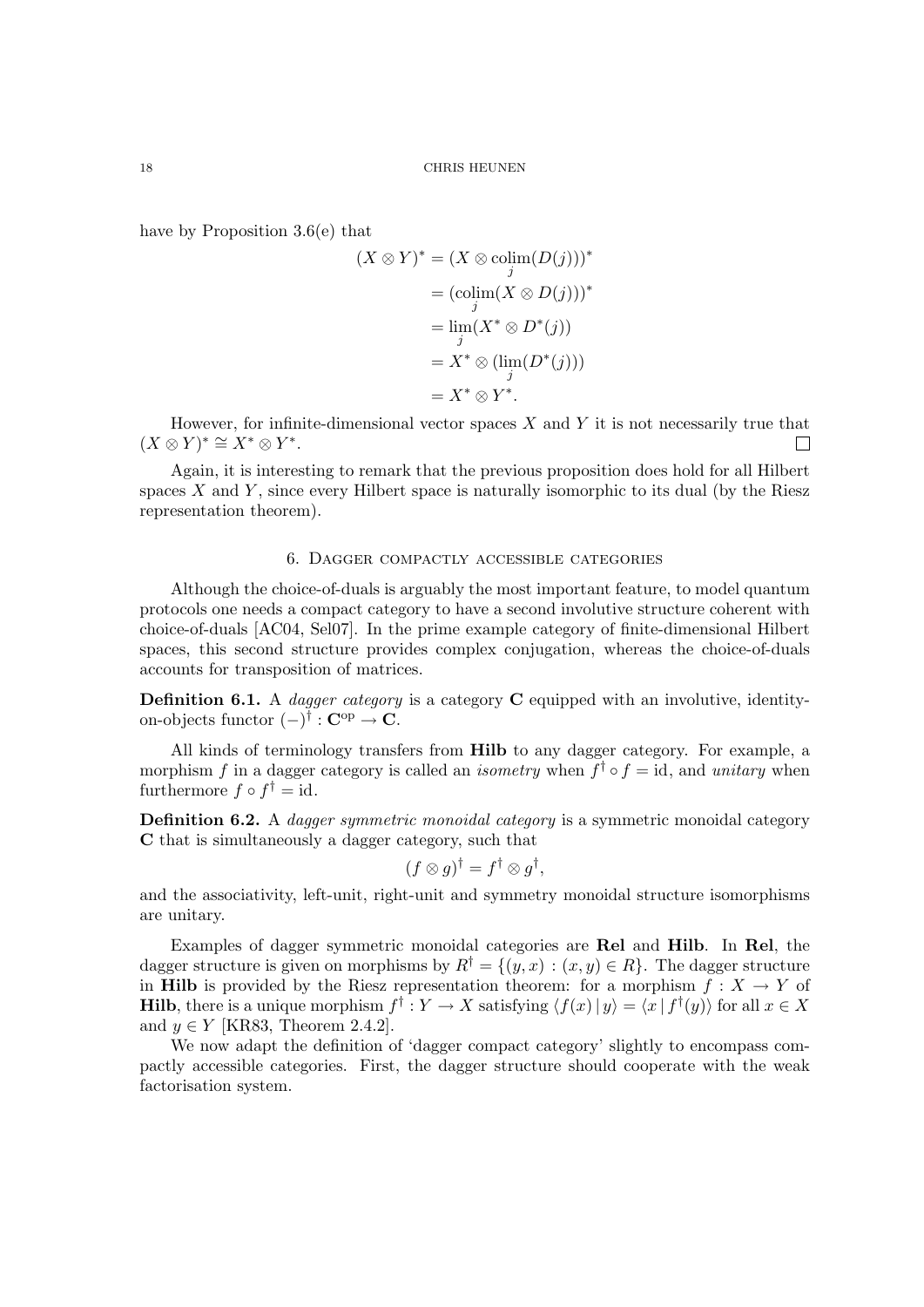have by Proposition 3.6(e) that

$$
\begin{aligned}
(X \otimes Y)^* &= (X \otimes \operatorname*{colim}_j(D(j)))^* \\
&= (\operatorname*{colim}_j(X \otimes D(j)))^* \\
&= \lim_j (X^* \otimes D^*(j)) \\
&= X^* \otimes (\lim_j (D^*(j))) \\
&= X^* \otimes Y^*.
\end{aligned}
$$

However, for infinite-dimensional vector spaces $X$ and $Y$ it is not necessarily true that $(X \otimes Y)^* \cong X^* \otimes Y^*$. □

Again, it is interesting to remark that the previous proposition does hold for all Hilbert spaces $X$ and $Y$, since every Hilbert space is naturally isomorphic to its dual (by the Riesz representation theorem).

## 6. Dagger compactly accessible categories

Although the choice-of-duals is arguably the most important feature, to model quantum protocols one needs a compact category to have a second involutive structure coherent with choice-of-duals [AC04, Sel07]. In the prime example category of finite-dimensional Hilbert spaces, this second structure provides complex conjugation, whereas the choice-of-duals accounts for transposition of matrices.

**Definition 6.1.** A *dagger category* is a category $\mathbf{C}$ equipped with an involutive, identity-on-objects functor $(-)^\dagger : \mathbf{C}^{\mathrm{op}} \to \mathbf{C}$.

All kinds of terminology transfers from **Hilb** to any dagger category. For example, a morphism $f$ in a dagger category is called an *isometry* when $f^\dagger \circ f = \mathrm{id}$, and *unitary* when furthermore $f \circ f^\dagger = \mathrm{id}$.

**Definition 6.2.** A *dagger symmetric monoidal category* is a symmetric monoidal category $\mathbf{C}$ that is simultaneously a dagger category, such that

$$
(f \otimes g)^\dagger = f^\dagger \otimes g^\dagger,
$$

and the associativity, left-unit, right-unit and symmetry monoidal structure isomorphisms are unitary.

Examples of dagger symmetric monoidal categories are **Rel** and **Hilb**. In **Rel**, the dagger structure is given on morphisms by $R^\dagger = \{(y, x) : (x, y) \in R\}$. The dagger structure in **Hilb** is provided by the Riesz representation theorem: for a morphism $f : X \to Y$ of **Hilb**, there is a unique morphism $f^\dagger : Y \to X$ satisfying $\langle f(x) \,|\, y\rangle = \langle x \,|\, f^\dagger(y)\rangle$ for all $x \in X$ and $y \in Y$ [KR83, Theorem 2.4.2].

We now adapt the definition of 'dagger compact category' slightly to encompass compactly accessible categories. First, the dagger structure should cooperate with the weak factorisation system.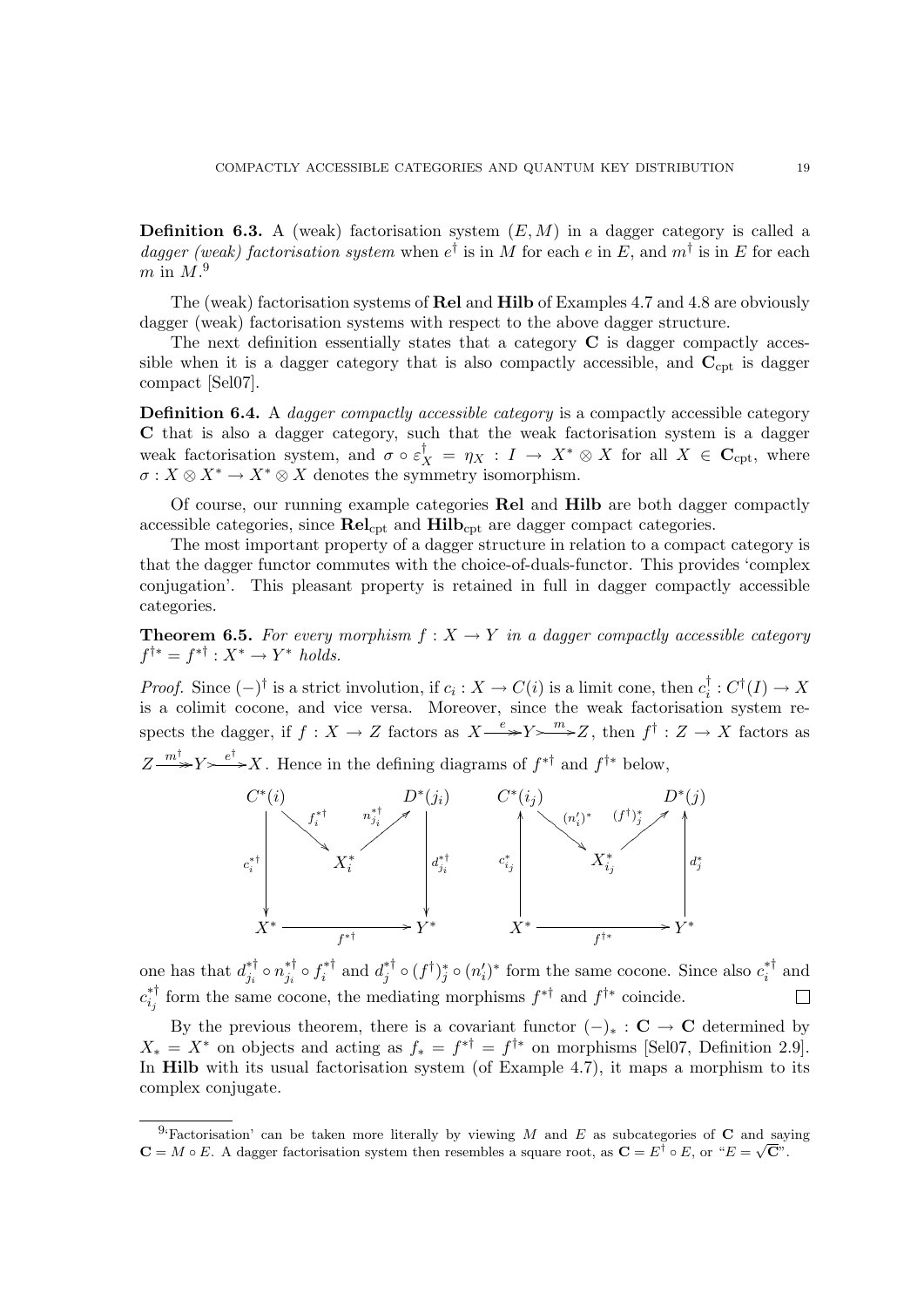**Definition 6.3.** A (weak) factorisation system $(E, M)$ in a dagger category is called a *dagger (weak) factorisation system* when $e^\dagger$ is in $M$ for each $e$ in $E$, and $m^\dagger$ is in $E$ for each $m$ in $M$.[9]

The (weak) factorisation systems of **Rel** and **Hilb** of Examples 4.7 and 4.8 are obviously dagger (weak) factorisation systems with respect to the above dagger structure.

The next definition essentially states that a category **C** is dagger compactly accessible when it is a dagger category that is also compactly accessible, and $\mathbf{C}_{\text{cpt}}$ is dagger compact [Sel07].

**Definition 6.4.** A *dagger compactly accessible category* is a compactly accessible category **C** that is also a dagger category, such that the weak factorisation system is a dagger weak factorisation system, and $\sigma \circ \varepsilon_X^\dagger = \eta_X : I \to X^* \otimes X$ for all $X \in \mathbf{C}_{\text{cpt}}$, where $\sigma : X \otimes X^* \to X^* \otimes X$ denotes the symmetry isomorphism.

Of course, our running example categories **Rel** and **Hilb** are both dagger compactly accessible categories, since $\mathbf{Rel}_{\text{cpt}}$ and $\mathbf{Hilb}_{\text{cpt}}$ are dagger compact categories.

The most important property of a dagger structure in relation to a compact category is that the dagger functor commutes with the choice-of-duals-functor. This provides 'complex conjugation'. This pleasant property is retained in full in dagger compactly accessible categories.

**Theorem 6.5.** *For every morphism $f : X \to Y$ in a dagger compactly accessible category $f^{\dagger *} = f^{*\dagger} : X^* \to Y^*$ holds.*

*Proof.* Since $(-)^\dagger$ is a strict involution, if $c_i : X \to C(i)$ is a limit cone, then $c_i^\dagger : C^\dagger(I) \to X$ is a colimit cocone, and vice versa. Moreover, since the weak factorisation system respects the dagger, if $f : X \to Z$ factors as $X \overset{e}{\twoheadrightarrow} Y \overset{m}{\rightarrowtail} Z$, then $f^\dagger : Z \to X$ factors as $Z \overset{m^\dagger}{\twoheadrightarrow} Y \overset{e^\dagger}{\rightarrowtail} X$. Hence in the defining diagrams of $f^{*\dagger}$ and $f^{\dagger *}$ below,

$$
\begin{array}{ccccc}
C^*(i) & & & & D^*(j_i) \\
 & \searrow^{f_i^{*\dagger}} & & \nearrow^{n_{j_i}^{*\dagger}} & \\
\downarrow c_i^{*\dagger} & & X_i^* & & \downarrow d_{j_i}^{*\dagger} \\
X^* & & \xrightarrow{f^{*\dagger}} & & Y^*
\end{array}
\qquad
\begin{array}{ccccc}
C^*(i_j) & & & & D^*(j) \\
 & \searrow^{(n_i')^*} & & \nearrow^{(f^\dagger)_j^*} & \\
\uparrow c_{i_j}^* & & X_{i_j}^* & & \uparrow d_j^* \\
X^* & & \xrightarrow{f^{\dagger *}} & & Y^*
\end{array}
$$

one has that $d_{j_i}^{*\dagger} \circ n_{j_i}^{*\dagger} \circ f_i^{*\dagger}$ and $d_j^{*\dagger} \circ (f^\dagger)_j^* \circ (n_i')^*$ form the same cocone. Since also $c_i^{*\dagger}$ and $c_{i_j}^{*\dagger}$ form the same cocone, the mediating morphisms $f^{*\dagger}$ and $f^{\dagger *}$ coincide. $\square$

By the previous theorem, there is a covariant functor $(-)_* : \mathbf{C} \to \mathbf{C}$ determined by $X_* = X^*$ on objects and acting as $f_* = f^{*\dagger} = f^{\dagger *}$ on morphisms [Sel07, Definition 2.9]. In **Hilb** with its usual factorisation system (of Example 4.7), it maps a morphism to its complex conjugate.

---

[9] 'Factorisation' can be taken more literally by viewing $M$ and $E$ as subcategories of **C** and saying $\mathbf{C} = M \circ E$. A dagger factorisation system then resembles a square root, as $\mathbf{C} = E^\dagger \circ E$, or "$E = \sqrt{\mathbf{C}}$".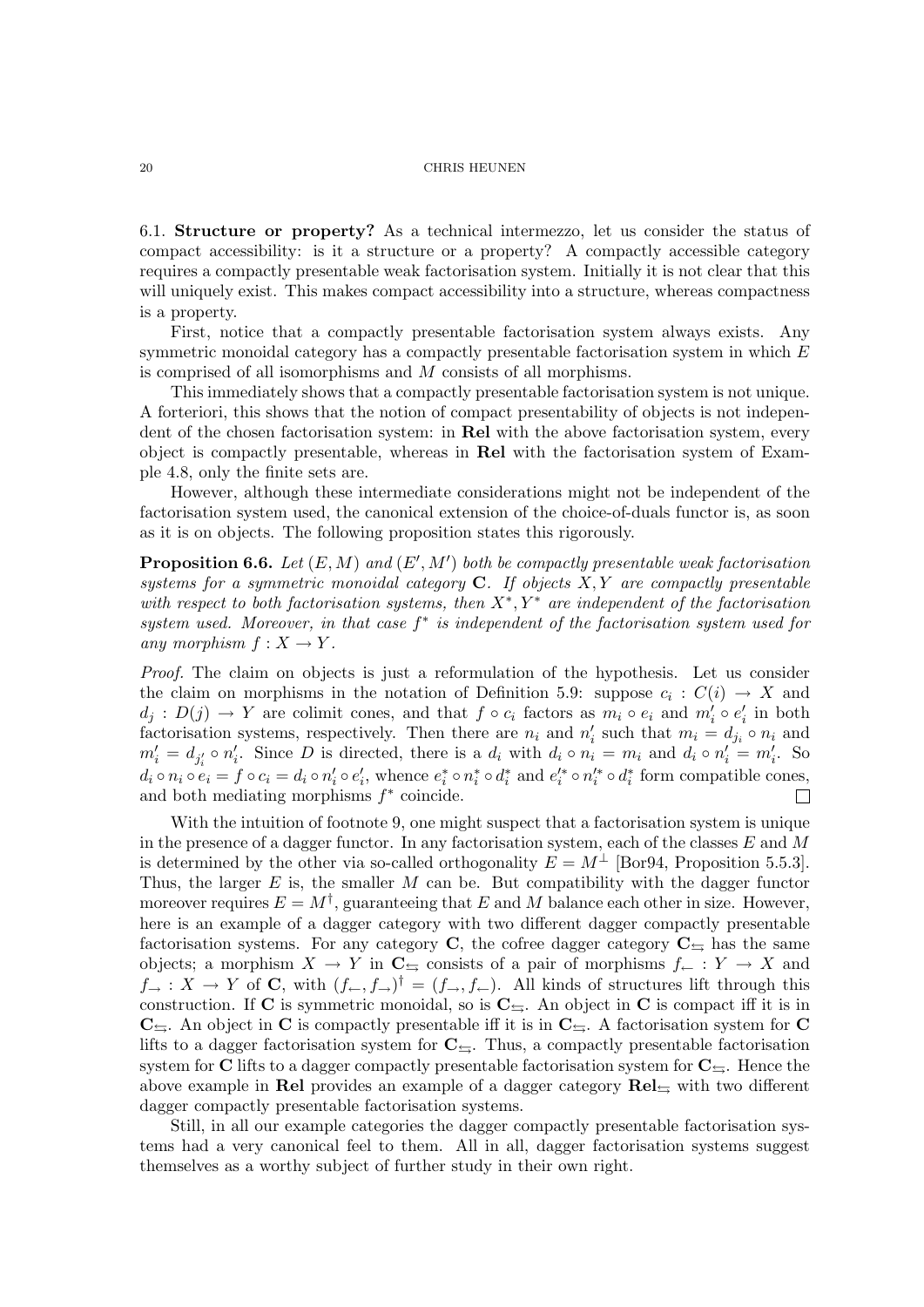6.1. **Structure or property?** As a technical intermezzo, let us consider the status of compact accessibility: is it a structure or a property? A compactly accessible category requires a compactly presentable weak factorisation system. Initially it is not clear that this will uniquely exist. This makes compact accessibility into a structure, whereas compactness is a property.

First, notice that a compactly presentable factorisation system always exists. Any symmetric monoidal category has a compactly presentable factorisation system in which $E$ is comprised of all isomorphisms and $M$ consists of all morphisms.

This immediately shows that a compactly presentable factorisation system is not unique. A forteriori, this shows that the notion of compact presentability of objects is not independent of the chosen factorisation system: in **Rel** with the above factorisation system, every object is compactly presentable, whereas in **Rel** with the factorisation system of Example 4.8, only the finite sets are.

However, although these intermediate considerations might not be independent of the factorisation system used, the canonical extension of the choice-of-duals functor is, as soon as it is on objects. The following proposition states this rigorously.

**Proposition 6.6.** *Let $(E, M)$ and $(E', M')$ both be compactly presentable weak factorisation systems for a symmetric monoidal category $\mathbf{C}$. If objects $X, Y$ are compactly presentable with respect to both factorisation systems, then $X^*, Y^*$ are independent of the factorisation system used. Moreover, in that case $f^*$ is independent of the factorisation system used for any morphism $f : X \to Y$.*

*Proof.* The claim on objects is just a reformulation of the hypothesis. Let us consider the claim on morphisms in the notation of Definition 5.9: suppose $c_i : C(i) \to X$ and $d_j : D(j) \to Y$ are colimit cones, and that $f \circ c_i$ factors as $m_i \circ e_i$ and $m'_i \circ e'_i$ in both factorisation systems, respectively. Then there are $n_i$ and $n'_i$ such that $m_i = d_{j_i} \circ n_i$ and $m'_i = d_{j'_i} \circ n'_i$. Since $D$ is directed, there is a $d_i$ with $d_i \circ n_i = m_i$ and $d_i \circ n'_i = m'_i$. So $d_i \circ n_i \circ e_i = f \circ c_i = d_i \circ n'_i \circ e'_i$, whence $e_i^* \circ n_i^* \circ d_i^*$ and $e_i'^* \circ n_i'^* \circ d_i^*$ form compatible cones, and both mediating morphisms $f^*$ coincide. □

With the intuition of footnote 9, one might suspect that a factorisation system is unique in the presence of a dagger functor. In any factorisation system, each of the classes $E$ and $M$ is determined by the other via so-called orthogonality $E = M^\perp$ [Bor94, Proposition 5.5.3]. Thus, the larger $E$ is, the smaller $M$ can be. But compatibility with the dagger functor moreover requires $E = M^\dagger$, guaranteeing that $E$ and $M$ balance each other in size. However, here is an example of a dagger category with two different dagger compactly presentable factorisation systems. For any category $\mathbf{C}$, the cofree dagger category $\mathbf{C}_{\leftrightarrows}$ has the same objects; a morphism $X \to Y$ in $\mathbf{C}_{\leftrightarrows}$ consists of a pair of morphisms $f_\leftarrow : Y \to X$ and $f_\rightarrow : X \to Y$ of $\mathbf{C}$, with $(f_\leftarrow, f_\rightarrow)^\dagger = (f_\rightarrow, f_\leftarrow)$. All kinds of structures lift through this construction. If $\mathbf{C}$ is symmetric monoidal, so is $\mathbf{C}_{\leftrightarrows}$. An object in $\mathbf{C}$ is compact iff it is in $\mathbf{C}_{\leftrightarrows}$. An object in $\mathbf{C}$ is compactly presentable iff it is in $\mathbf{C}_{\leftrightarrows}$. A factorisation system for $\mathbf{C}$ lifts to a dagger factorisation system for $\mathbf{C}_{\leftrightarrows}$. Thus, a compactly presentable factorisation system for $\mathbf{C}$ lifts to a dagger compactly presentable factorisation system for $\mathbf{C}_{\leftrightarrows}$. Hence the above example in **Rel** provides an example of a dagger category $\mathbf{Rel}_{\leftrightarrows}$ with two different dagger compactly presentable factorisation systems.

Still, in all our example categories the dagger compactly presentable factorisation systems had a very canonical feel to them. All in all, dagger factorisation systems suggest themselves as a worthy subject of further study in their own right.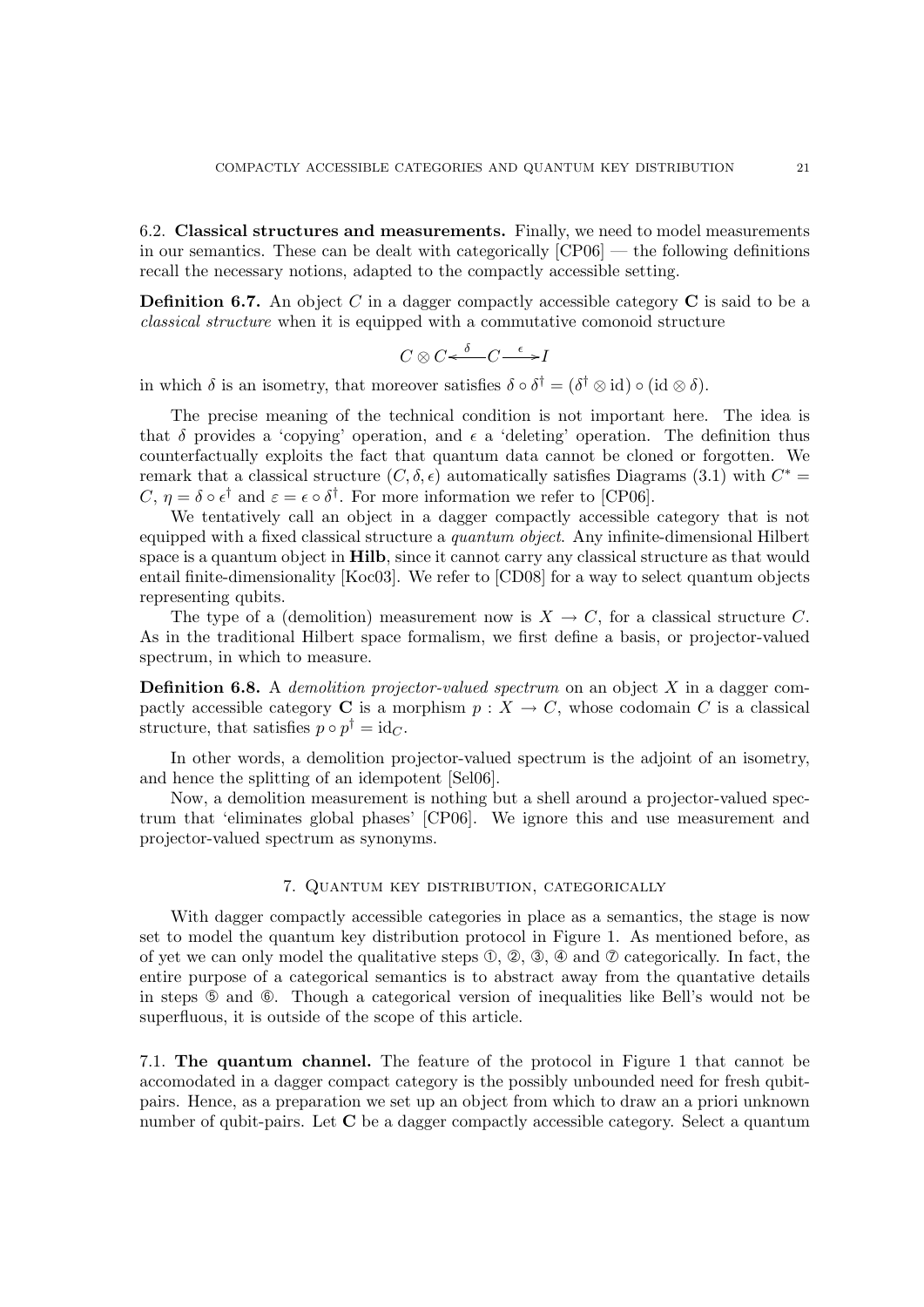6.2. **Classical structures and measurements.** Finally, we need to model measurements in our semantics. These can be dealt with categorically [CP06] — the following definitions recall the necessary notions, adapted to the compactly accessible setting.

**Definition 6.7.** An object $C$ in a dagger compactly accessible category $\mathbf{C}$ is said to be a *classical structure* when it is equipped with a commutative comonoid structure

$$C \otimes C \xleftarrow{\delta} C \xrightarrow{\epsilon} I$$

in which $\delta$ is an isometry, that moreover satisfies $\delta \circ \delta^\dagger = (\delta^\dagger \otimes \mathrm{id}) \circ (\mathrm{id} \otimes \delta)$.

The precise meaning of the technical condition is not important here. The idea is that $\delta$ provides a 'copying' operation, and $\epsilon$ a 'deleting' operation. The definition thus counterfactually exploits the fact that quantum data cannot be cloned or forgotten. We remark that a classical structure $(C, \delta, \epsilon)$ automatically satisfies Diagrams (3.1) with $C^* = C$, $\eta = \delta \circ \epsilon^\dagger$ and $\varepsilon = \epsilon \circ \delta^\dagger$. For more information we refer to [CP06].

We tentatively call an object in a dagger compactly accessible category that is not equipped with a fixed classical structure a *quantum object*. Any infinite-dimensional Hilbert space is a quantum object in **Hilb**, since it cannot carry any classical structure as that would entail finite-dimensionality [Koc03]. We refer to [CD08] for a way to select quantum objects representing qubits.

The type of a (demolition) measurement now is $X \to C$, for a classical structure $C$. As in the traditional Hilbert space formalism, we first define a basis, or projector-valued spectrum, in which to measure.

**Definition 6.8.** A *demolition projector-valued spectrum* on an object $X$ in a dagger compactly accessible category $\mathbf{C}$ is a morphism $p : X \to C$, whose codomain $C$ is a classical structure, that satisfies $p \circ p^\dagger = \mathrm{id}_C$.

In other words, a demolition projector-valued spectrum is the adjoint of an isometry, and hence the splitting of an idempotent [Sel06].

Now, a demolition measurement is nothing but a shell around a projector-valued spectrum that 'eliminates global phases' [CP06]. We ignore this and use measurement and projector-valued spectrum as synonyms.

## 7. Quantum key distribution, categorically

With dagger compactly accessible categories in place as a semantics, the stage is now set to model the quantum key distribution protocol in Figure 1. As mentioned before, as of yet we can only model the qualitative steps ①, ②, ③, ④ and ⑦ categorically. In fact, the entire purpose of a categorical semantics is to abstract away from the quantative details in steps ⑤ and ⑥. Though a categorical version of inequalities like Bell's would not be superfluous, it is outside of the scope of this article.

7.1. **The quantum channel.** The feature of the protocol in Figure 1 that cannot be accomodated in a dagger compact category is the possibly unbounded need for fresh qubit-pairs. Hence, as a preparation we set up an object from which to draw an a priori unknown number of qubit-pairs. Let $\mathbf{C}$ be a dagger compactly accessible category. Select a quantum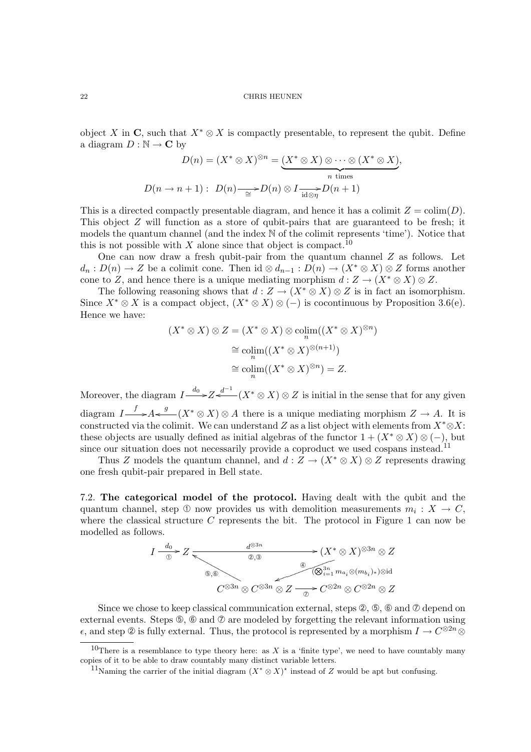object $X$ in $\mathbf{C}$, such that $X^* \otimes X$ is compactly presentable, to represent the qubit. Define a diagram $D : \mathbb{N} \to \mathbf{C}$ by

$$D(n) = (X^* \otimes X)^{\otimes n} = \underbrace{(X^* \otimes X) \otimes \cdots \otimes (X^* \otimes X)}_{n \text{ times}},$$

$$D(n \to n+1) : \; D(n) \xrightarrow[\cong]{} D(n) \otimes I \xrightarrow[\mathrm{id} \otimes \eta]{} D(n+1)$$

This is a directed compactly presentable diagram, and hence it has a colimit $Z = \mathrm{colim}(D)$. This object $Z$ will function as a store of qubit-pairs that are guaranteed to be fresh; it models the quantum channel (and the index $\mathbb{N}$ of the colimit represents 'time'). Notice that this is not possible with $X$ alone since that object is compact.[10]

One can now draw a fresh qubit-pair from the quantum channel $Z$ as follows. Let $d_n : D(n) \to Z$ be a colimit cone. Then $\mathrm{id} \otimes d_{n-1} : D(n) \to (X^* \otimes X) \otimes Z$ forms another cone to $Z$, and hence there is a unique mediating morphism $d : Z \to (X^* \otimes X) \otimes Z$.

The following reasoning shows that $d : Z \to (X^* \otimes X) \otimes Z$ is in fact an isomorphism. Since $X^* \otimes X$ is a compact object, $(X^* \otimes X) \otimes (-)$ is cocontinuous by Proposition 3.6(e). Hence we have:

$$\begin{aligned}
(X^* \otimes X) \otimes Z &= (X^* \otimes X) \otimes \operatorname*{colim}_n((X^* \otimes X)^{\otimes n}) \\
&\cong \operatorname*{colim}_n((X^* \otimes X)^{\otimes (n+1)}) \\
&\cong \operatorname*{colim}_n((X^* \otimes X)^{\otimes n}) = Z.
\end{aligned}$$

Moreover, the diagram $I \xrightarrow{d_0} Z \xleftarrow{d^{-1}} (X^* \otimes X) \otimes Z$ is initial in the sense that for any given diagram $I \xrightarrow{f} A \xleftarrow{g} (X^* \otimes X) \otimes A$ there is a unique mediating morphism $Z \to A$. It is constructed via the colimit. We can understand $Z$ as a list object with elements from $X^* \otimes X$: these objects are usually defined as initial algebras of the functor $1 + (X^* \otimes X) \otimes (-)$, but since our situation does not necessarily provide a coproduct we used cospans instead.[11]

Thus $Z$ models the quantum channel, and $d : Z \to (X^* \otimes X) \otimes Z$ represents drawing one fresh qubit-pair prepared in Bell state.

**7.2. The categorical model of the protocol.** Having dealt with the qubit and the quantum channel, step ① now provides us with demolition measurements $m_i : X \to C$, where the classical structure $C$ represents the bit. The protocol in Figure 1 can now be modelled as follows.

$$I \xrightarrow[\text{①}]{d_0} Z \xrightarrow[\text{②,③}]{d^{\otimes 3n}} (X^* \otimes X)^{\otimes 3n} \otimes Z \xrightarrow[\text{④}]{(\bigotimes_{i=1}^{3n} m_{a_i} \otimes (m_{b_i})_*) \otimes \mathrm{id}} C^{\otimes 3n} \otimes C^{\otimes 3n} \otimes Z \xrightarrow[\text{⑦}]{} C^{\otimes 2n} \otimes C^{\otimes 2n} \otimes Z$$

with a morphism $C^{\otimes 3n} \otimes C^{\otimes 3n} \otimes Z \to Z$ labelled ⑤,⑥.

Since we chose to keep classical communication external, steps ②, ⑤, ⑥ and ⑦ depend on external events. Steps ⑤, ⑥ and ⑦ are modeled by forgetting the relevant information using $\epsilon$, and step ② is fully external. Thus, the protocol is represented by a morphism $I \to C^{\otimes 2n} \otimes$

---

[10] There is a resemblance to type theory here: as $X$ is a 'finite type', we need to have countably many copies of it to be able to draw countably many distinct variable letters.

[11] Naming the carrier of the initial diagram $(X^* \otimes X)^*$ instead of $Z$ would be apt but confusing.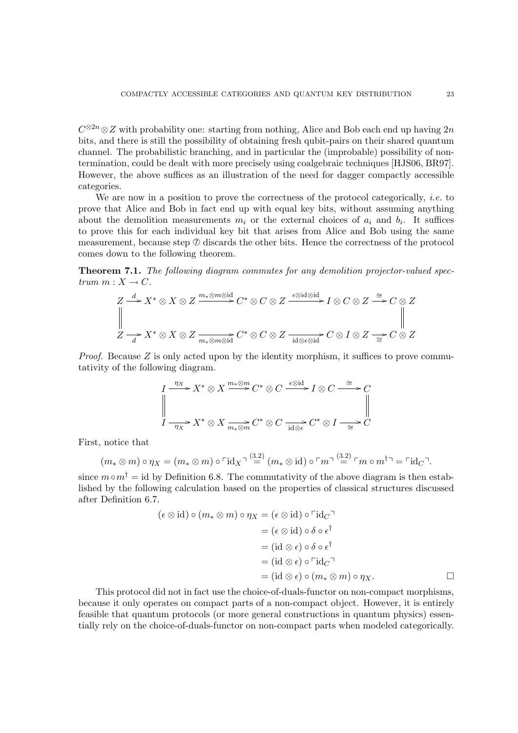$C^{\otimes 2n} \otimes Z$ with probability one: starting from nothing, Alice and Bob each end up having $2n$ bits, and there is still the possibility of obtaining fresh qubit-pairs on their shared quantum channel. The probabilistic branching, and in particular the (improbable) possibility of non-termination, could be dealt with more precisely using coalgebraic techniques [HJS06, BR97]. However, the above suffices as an illustration of the need for dagger compactly accessible categories.

We are now in a position to prove the correctness of the protocol categorically, *i.e.* to prove that Alice and Bob in fact end up with equal key bits, without assuming anything about the demolition measurements $m_i$ or the external choices of $a_i$ and $b_i$. It suffices to prove this for each individual key bit that arises from Alice and Bob using the same measurement, because step ⑦ discards the other bits. Hence the correctness of the protocol comes down to the following theorem.

**Theorem 7.1.** *The following diagram commutes for any demolition projector-valued spectrum $m : X \to C$.*

$$\begin{array}{ccccccccc}
Z & \xrightarrow{d} & X^* \otimes X \otimes Z & \xrightarrow{m_* \otimes m \otimes \mathrm{id}} & C^* \otimes C \otimes Z & \xrightarrow{\epsilon \otimes \mathrm{id} \otimes \mathrm{id}} & I \otimes C \otimes Z & \xrightarrow{\cong} & C \otimes Z \\
\| & & & & & & & & \| \\
Z & \xrightarrow[d]{} & X^* \otimes X \otimes Z & \xrightarrow[m_* \otimes m \otimes \mathrm{id}]{} & C^* \otimes C \otimes Z & \xrightarrow[\mathrm{id} \otimes \epsilon \otimes \mathrm{id}]{} & C \otimes I \otimes Z & \xrightarrow[\cong]{} & C \otimes Z
\end{array}$$

*Proof.* Because $Z$ is only acted upon by the identity morphism, it suffices to prove commutativity of the following diagram.

$$\begin{array}{ccccccccc}
I & \xrightarrow{\eta_X} & X^* \otimes X & \xrightarrow{m_* \otimes m} & C^* \otimes C & \xrightarrow{\epsilon \otimes \mathrm{id}} & I \otimes C & \xrightarrow{\cong} & C \\
\| & & & & & & & & \| \\
I & \xrightarrow[\eta_X]{} & X^* \otimes X & \xrightarrow[m_* \otimes m]{} & C^* \otimes C & \xrightarrow[\mathrm{id} \otimes \epsilon]{} & C^* \otimes I & \xrightarrow[\cong]{} & C
\end{array}$$

First, notice that

$$(m_* \otimes m) \circ \eta_X = (m_* \otimes m) \circ \ulcorner \mathrm{id}_X \urcorner \stackrel{(3.2)}{=} (m_* \otimes \mathrm{id}) \circ \ulcorner m \urcorner \stackrel{(3.2)}{=} \ulcorner m \circ m^\dagger \urcorner = \ulcorner \mathrm{id}_C \urcorner.$$

since $m \circ m^\dagger = \mathrm{id}$ by Definition 6.8. The commutativity of the above diagram is then established by the following calculation based on the properties of classical structures discussed after Definition 6.7.

$$\begin{aligned}
(\epsilon \otimes \mathrm{id}) \circ (m_* \otimes m) \circ \eta_X &= (\epsilon \otimes \mathrm{id}) \circ \ulcorner \mathrm{id}_C \urcorner \\
&= (\epsilon \otimes \mathrm{id}) \circ \delta \circ \epsilon^\dagger \\
&= (\mathrm{id} \otimes \epsilon) \circ \delta \circ \epsilon^\dagger \\
&= (\mathrm{id} \otimes \epsilon) \circ \ulcorner \mathrm{id}_C \urcorner \\
&= (\mathrm{id} \otimes \epsilon) \circ (m_* \otimes m) \circ \eta_X.
\end{aligned}$$

□

This protocol did not in fact use the choice-of-duals-functor on non-compact morphisms, because it only operates on compact parts of a non-compact object. However, it is entirely feasible that quantum protocols (or more general constructions in quantum physics) essentially rely on the choice-of-duals-functor on non-compact parts when modeled categorically.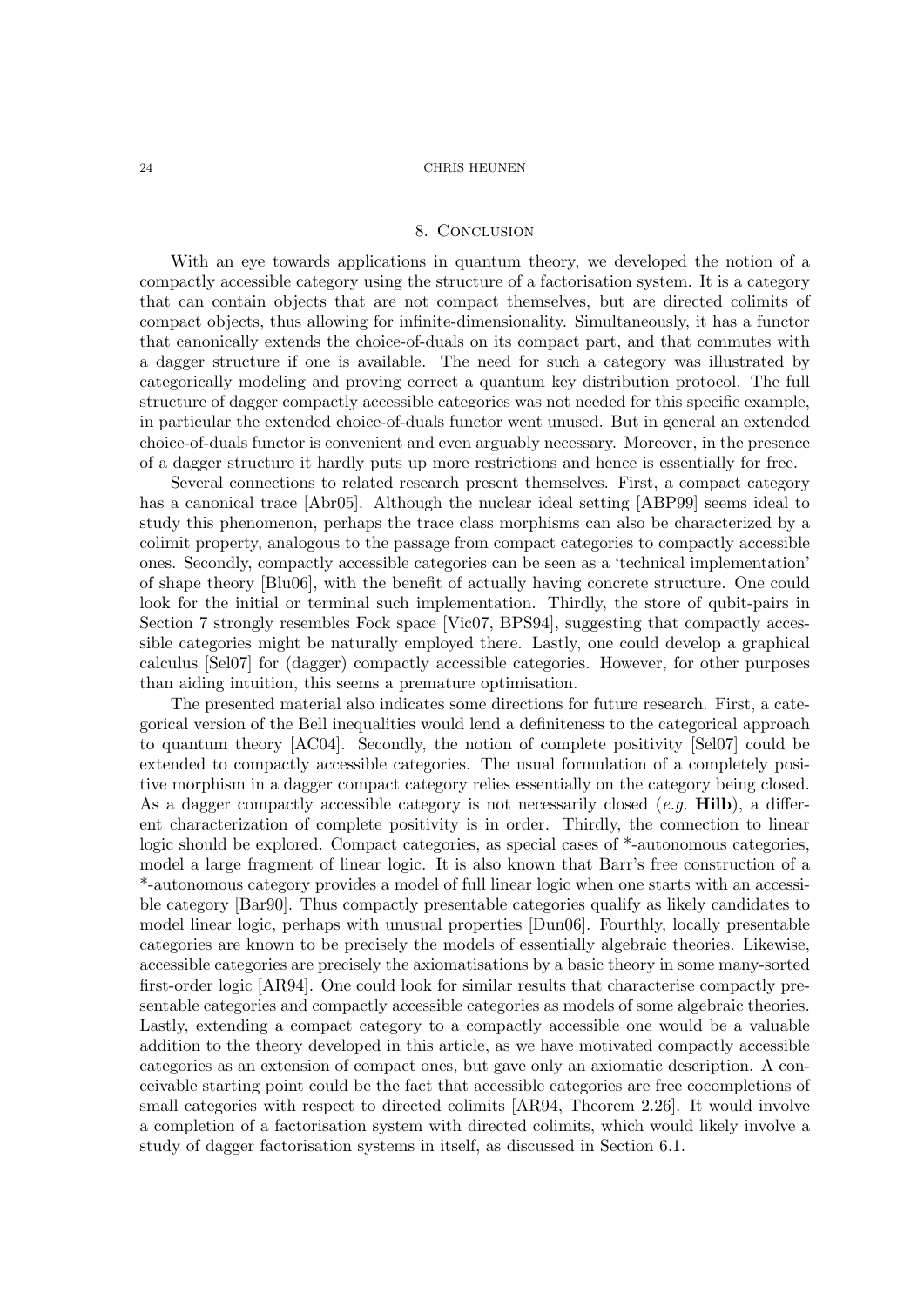## 8. Conclusion

With an eye towards applications in quantum theory, we developed the notion of a compactly accessible category using the structure of a factorisation system. It is a category that can contain objects that are not compact themselves, but are directed colimits of compact objects, thus allowing for infinite-dimensionality. Simultaneously, it has a functor that canonically extends the choice-of-duals on its compact part, and that commutes with a dagger structure if one is available. The need for such a category was illustrated by categorically modeling and proving correct a quantum key distribution protocol. The full structure of dagger compactly accessible categories was not needed for this specific example, in particular the extended choice-of-duals functor went unused. But in general an extended choice-of-duals functor is convenient and even arguably necessary. Moreover, in the presence of a dagger structure it hardly puts up more restrictions and hence is essentially for free.

Several connections to related research present themselves. First, a compact category has a canonical trace [Abr05]. Although the nuclear ideal setting [ABP99] seems ideal to study this phenomenon, perhaps the trace class morphisms can also be characterized by a colimit property, analogous to the passage from compact categories to compactly accessible ones. Secondly, compactly accessible categories can be seen as a 'technical implementation' of shape theory [Blu06], with the benefit of actually having concrete structure. One could look for the initial or terminal such implementation. Thirdly, the store of qubit-pairs in Section 7 strongly resembles Fock space [Vic07, BPS94], suggesting that compactly accessible categories might be naturally employed there. Lastly, one could develop a graphical calculus [Sel07] for (dagger) compactly accessible categories. However, for other purposes than aiding intuition, this seems a premature optimisation.

The presented material also indicates some directions for future research. First, a categorical version of the Bell inequalities would lend a definiteness to the categorical approach to quantum theory [AC04]. Secondly, the notion of complete positivity [Sel07] could be extended to compactly accessible categories. The usual formulation of a completely positive morphism in a dagger compact category relies essentially on the category being closed. As a dagger compactly accessible category is not necessarily closed (*e.g.* **Hilb**), a different characterization of complete positivity is in order. Thirdly, the connection to linear logic should be explored. Compact categories, as special cases of *-autonomous categories, model a large fragment of linear logic. It is also known that Barr's free construction of a *-autonomous category provides a model of full linear logic when one starts with an accessible category [Bar90]. Thus compactly presentable categories qualify as likely candidates to model linear logic, perhaps with unusual properties [Dun06]. Fourthly, locally presentable categories are known to be precisely the models of essentially algebraic theories. Likewise, accessible categories are precisely the axiomatisations by a basic theory in some many-sorted first-order logic [AR94]. One could look for similar results that characterise compactly presentable categories and compactly accessible categories as models of some algebraic theories. Lastly, extending a compact category to a compactly accessible one would be a valuable addition to the theory developed in this article, as we have motivated compactly accessible categories as an extension of compact ones, but gave only an axiomatic description. A conceivable starting point could be the fact that accessible categories are free cocompletions of small categories with respect to directed colimits [AR94, Theorem 2.26]. It would involve a completion of a factorisation system with directed colimits, which would likely involve a study of dagger factorisation systems in itself, as discussed in Section 6.1.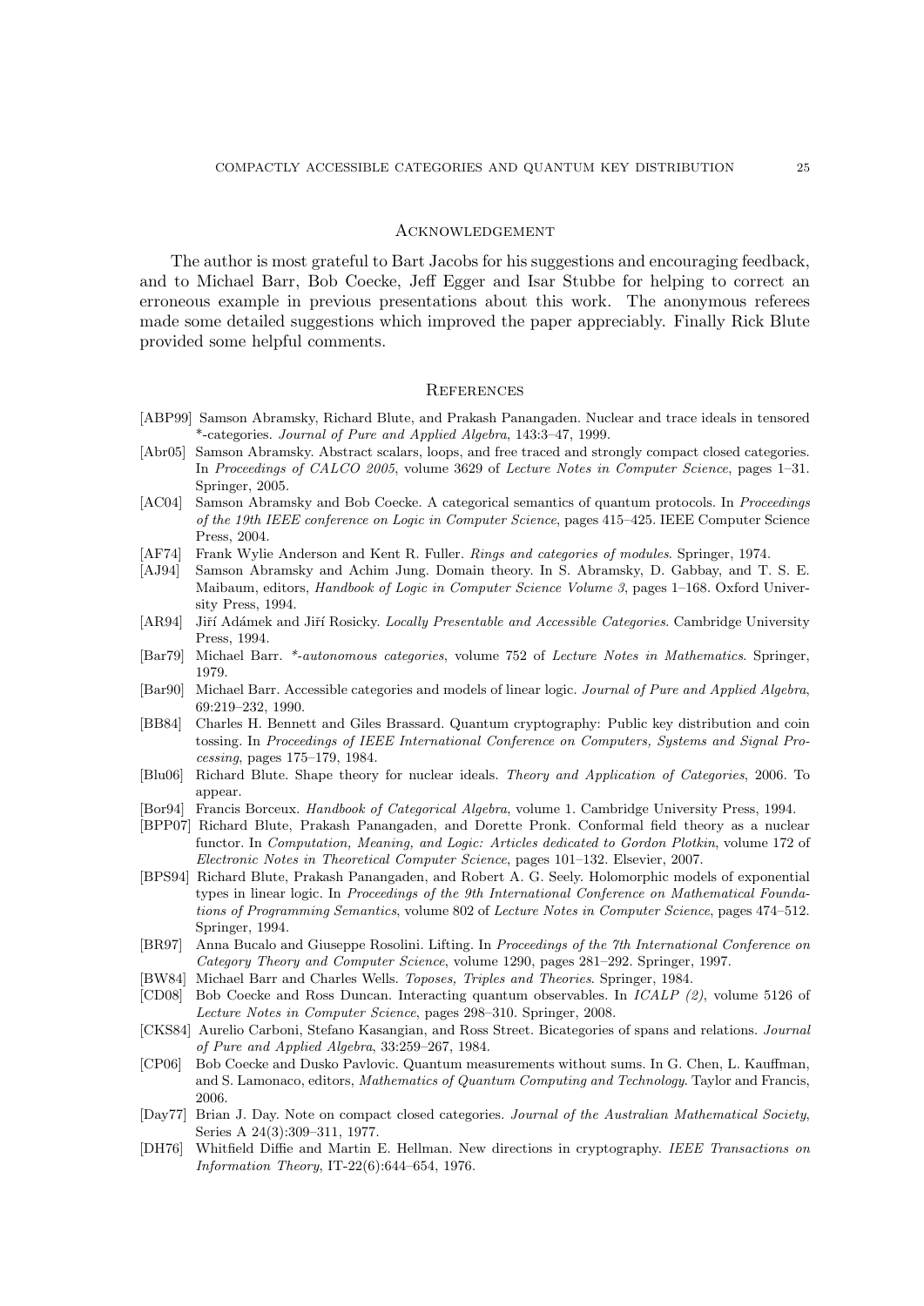## Acknowledgement

The author is most grateful to Bart Jacobs for his suggestions and encouraging feedback, and to Michael Barr, Bob Coecke, Jeff Egger and Isar Stubbe for helping to correct an erroneous example in previous presentations about this work. The anonymous referees made some detailed suggestions which improved the paper appreciably. Finally Rick Blute provided some helpful comments.

## References

- [ABP99] Samson Abramsky, Richard Blute, and Prakash Panangaden. Nuclear and trace ideals in tensored *-categories. *Journal of Pure and Applied Algebra*, 143:3–47, 1999.
- [Abr05] Samson Abramsky. Abstract scalars, loops, and free traced and strongly compact closed categories. In *Proceedings of CALCO 2005*, volume 3629 of *Lecture Notes in Computer Science*, pages 1–31. Springer, 2005.
- [AC04] Samson Abramsky and Bob Coecke. A categorical semantics of quantum protocols. In *Proceedings of the 19th IEEE conference on Logic in Computer Science*, pages 415–425. IEEE Computer Science Press, 2004.
- [AF74] Frank Wylie Anderson and Kent R. Fuller. *Rings and categories of modules*. Springer, 1974.
- [AJ94] Samson Abramsky and Achim Jung. Domain theory. In S. Abramsky, D. Gabbay, and T. S. E. Maibaum, editors, *Handbook of Logic in Computer Science Volume 3*, pages 1–168. Oxford University Press, 1994.
- [AR94] Jiří Adámek and Jiří Rosicky. *Locally Presentable and Accessible Categories*. Cambridge University Press, 1994.
- [Bar79] Michael Barr. *\*-autonomous categories*, volume 752 of *Lecture Notes in Mathematics*. Springer, 1979.
- [Bar90] Michael Barr. Accessible categories and models of linear logic. *Journal of Pure and Applied Algebra*, 69:219–232, 1990.
- [BB84] Charles H. Bennett and Giles Brassard. Quantum cryptography: Public key distribution and coin tossing. In *Proceedings of IEEE International Conference on Computers, Systems and Signal Processing*, pages 175–179, 1984.
- [Blu06] Richard Blute. Shape theory for nuclear ideals. *Theory and Application of Categories*, 2006. To appear.
- [Bor94] Francis Borceux. *Handbook of Categorical Algebra*, volume 1. Cambridge University Press, 1994.
- [BPP07] Richard Blute, Prakash Panangaden, and Dorette Pronk. Conformal field theory as a nuclear functor. In *Computation, Meaning, and Logic: Articles dedicated to Gordon Plotkin*, volume 172 of *Electronic Notes in Theoretical Computer Science*, pages 101–132. Elsevier, 2007.
- [BPS94] Richard Blute, Prakash Panangaden, and Robert A. G. Seely. Holomorphic models of exponential types in linear logic. In *Proceedings of the 9th International Conference on Mathematical Foundations of Programming Semantics*, volume 802 of *Lecture Notes in Computer Science*, pages 474–512. Springer, 1994.
- [BR97] Anna Bucalo and Giuseppe Rosolini. Lifting. In *Proceedings of the 7th International Conference on Category Theory and Computer Science*, volume 1290, pages 281–292. Springer, 1997.
- [BW84] Michael Barr and Charles Wells. *Toposes, Triples and Theories*. Springer, 1984.
- [CD08] Bob Coecke and Ross Duncan. Interacting quantum observables. In *ICALP (2)*, volume 5126 of *Lecture Notes in Computer Science*, pages 298–310. Springer, 2008.
- [CKS84] Aurelio Carboni, Stefano Kasangian, and Ross Street. Bicategories of spans and relations. *Journal of Pure and Applied Algebra*, 33:259–267, 1984.
- [CP06] Bob Coecke and Dusko Pavlovic. Quantum measurements without sums. In G. Chen, L. Kauffman, and S. Lamonaco, editors, *Mathematics of Quantum Computing and Technology*. Taylor and Francis, 2006.
- [Day77] Brian J. Day. Note on compact closed categories. *Journal of the Australian Mathematical Society*, Series A 24(3):309–311, 1977.
- [DH76] Whitfield Diffie and Martin E. Hellman. New directions in cryptography. *IEEE Transactions on Information Theory*, IT-22(6):644–654, 1976.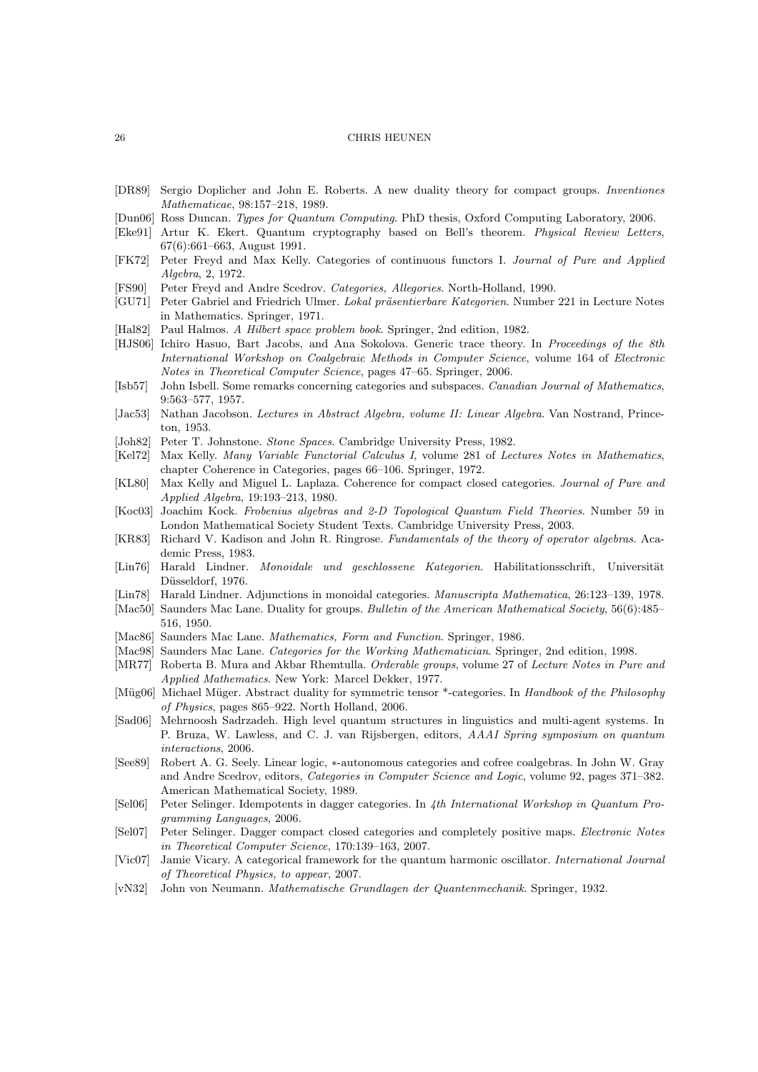[DR89] Sergio Doplicher and John E. Roberts. A new duality theory for compact groups. *Inventiones Mathematicae*, 98:157–218, 1989.

[Dun06] Ross Duncan. *Types for Quantum Computing*. PhD thesis, Oxford Computing Laboratory, 2006.

[Eke91] Artur K. Ekert. Quantum cryptography based on Bell's theorem. *Physical Review Letters*, 67(6):661–663, August 1991.

[FK72] Peter Freyd and Max Kelly. Categories of continuous functors I. *Journal of Pure and Applied Algebra*, 2, 1972.

[FS90] Peter Freyd and Andre Scedrov. *Categories, Allegories*. North-Holland, 1990.

[GU71] Peter Gabriel and Friedrich Ulmer. *Lokal präsentierbare Kategorien*. Number 221 in Lecture Notes in Mathematics. Springer, 1971.

[Hal82] Paul Halmos. *A Hilbert space problem book*. Springer, 2nd edition, 1982.

[HJS06] Ichiro Hasuo, Bart Jacobs, and Ana Sokolova. Generic trace theory. In *Proceedings of the 8th International Workshop on Coalgebraic Methods in Computer Science*, volume 164 of *Electronic Notes in Theoretical Computer Science*, pages 47–65. Springer, 2006.

[Isb57] John Isbell. Some remarks concerning categories and subspaces. *Canadian Journal of Mathematics*, 9:563–577, 1957.

[Jac53] Nathan Jacobson. *Lectures in Abstract Algebra, volume II: Linear Algebra*. Van Nostrand, Princeton, 1953.

[Joh82] Peter T. Johnstone. *Stone Spaces*. Cambridge University Press, 1982.

[Kel72] Max Kelly. *Many Variable Functorial Calculus I*, volume 281 of *Lectures Notes in Mathematics*, chapter Coherence in Categories, pages 66–106. Springer, 1972.

[KL80] Max Kelly and Miguel L. Laplaza. Coherence for compact closed categories. *Journal of Pure and Applied Algebra*, 19:193–213, 1980.

[Koc03] Joachim Kock. *Frobenius algebras and 2-D Topological Quantum Field Theories*. Number 59 in London Mathematical Society Student Texts. Cambridge University Press, 2003.

[KR83] Richard V. Kadison and John R. Ringrose. *Fundamentals of the theory of operator algebras*. Academic Press, 1983.

[Lin76] Harald Lindner. *Monoidale und geschlossene Kategorien*. Habilitationsschrift, Universität Düsseldorf, 1976.

[Lin78] Harald Lindner. Adjunctions in monoidal categories. *Manuscripta Mathematica*, 26:123–139, 1978.

[Mac50] Saunders Mac Lane. Duality for groups. *Bulletin of the American Mathematical Society*, 56(6):485–516, 1950.

[Mac86] Saunders Mac Lane. *Mathematics, Form and Function*. Springer, 1986.

[Mac98] Saunders Mac Lane. *Categories for the Working Mathematician*. Springer, 2nd edition, 1998.

[MR77] Roberta B. Mura and Akbar Rhemtulla. *Orderable groups*, volume 27 of *Lecture Notes in Pure and Applied Mathematics*. New York: Marcel Dekker, 1977.

[Müg06] Michael Müger. Abstract duality for symmetric tensor *-categories. In *Handbook of the Philosophy of Physics*, pages 865–922. North Holland, 2006.

[Sad06] Mehrnoosh Sadrzadeh. High level quantum structures in linguistics and multi-agent systems. In P. Bruza, W. Lawless, and C. J. van Rijsbergen, editors, *AAAI Spring symposium on quantum interactions*, 2006.

[See89] Robert A. G. Seely. Linear logic, ∗-autonomous categories and cofree coalgebras. In John W. Gray and Andre Scedrov, editors, *Categories in Computer Science and Logic*, volume 92, pages 371–382. American Mathematical Society, 1989.

[Sel06] Peter Selinger. Idempotents in dagger categories. In *4th International Workshop in Quantum Programming Languages*, 2006.

[Sel07] Peter Selinger. Dagger compact closed categories and completely positive maps. *Electronic Notes in Theoretical Computer Science*, 170:139–163, 2007.

[Vic07] Jamie Vicary. A categorical framework for the quantum harmonic oscillator. *International Journal of Theoretical Physics, to appear*, 2007.

[vN32] John von Neumann. *Mathematische Grundlagen der Quantenmechanik*. Springer, 1932.